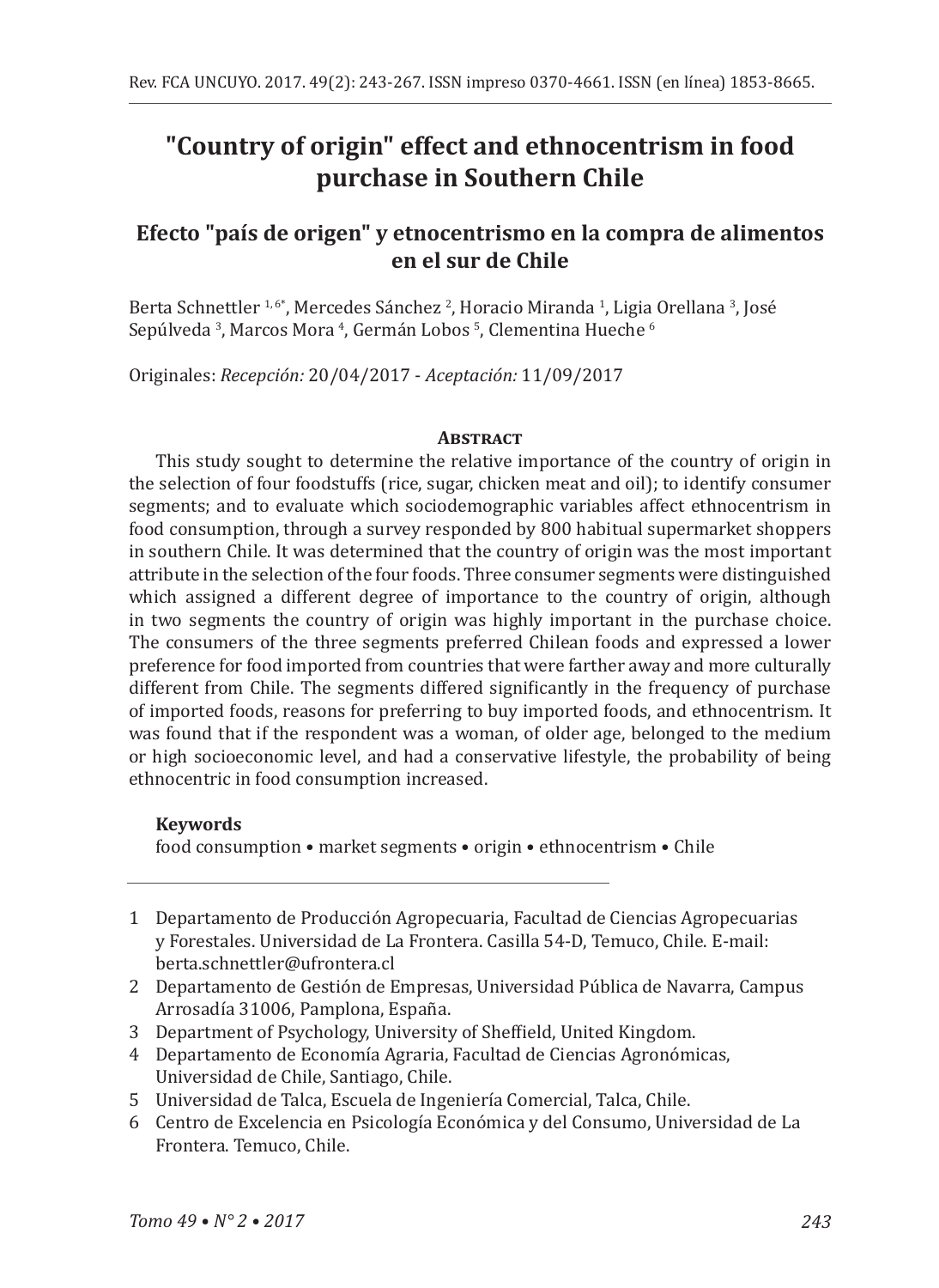# "Country of origin" effect and ethnocentrism in food purchase in Southern Chile

## Efecto "país de origen" y etnocentrismo en la compra de alimentos en el sur de Chile

Berta Schnettler [1, 6*], Mercedes Sánchez [2], Horacio Miranda [1], Ligia Orellana [3], José Sepúlveda [3], Marcos Mora [4], Germán Lobos [5], Clementina Hueche [6]

Originales: *Recepción:* 20/04/2017 - *Aceptación:* 11/09/2017

### Abstract

This study sought to determine the relative importance of the country of origin in the selection of four foodstuffs (rice, sugar, chicken meat and oil); to identify consumer segments; and to evaluate which sociodemographic variables affect ethnocentrism in food consumption, through a survey responded by 800 habitual supermarket shoppers in southern Chile. It was determined that the country of origin was the most important attribute in the selection of the four foods. Three consumer segments were distinguished which assigned a different degree of importance to the country of origin, although in two segments the country of origin was highly important in the purchase choice. The consumers of the three segments preferred Chilean foods and expressed a lower preference for food imported from countries that were farther away and more culturally different from Chile. The segments differed significantly in the frequency of purchase of imported foods, reasons for preferring to buy imported foods, and ethnocentrism. It was found that if the respondent was a woman, of older age, belonged to the medium or high socioeconomic level, and had a conservative lifestyle, the probability of being ethnocentric in food consumption increased.

**Keywords**

food consumption • market segments • origin • ethnocentrism • Chile

---

1. Departamento de Producción Agropecuaria, Facultad de Ciencias Agropecuarias y Forestales. Universidad de La Frontera. Casilla 54-D, Temuco, Chile. E-mail: berta.schnettler@ufrontera.cl
2. Departamento de Gestión de Empresas, Universidad Pública de Navarra, Campus Arrosadía 31006, Pamplona, España.
3. Department of Psychology, University of Sheffield, United Kingdom.
4. Departamento de Economía Agraria, Facultad de Ciencias Agronómicas, Universidad de Chile, Santiago, Chile.
5. Universidad de Talca, Escuela de Ingeniería Comercial, Talca, Chile.
6. Centro de Excelencia en Psicología Económica y del Consumo, Universidad de La Frontera. Temuco, Chile.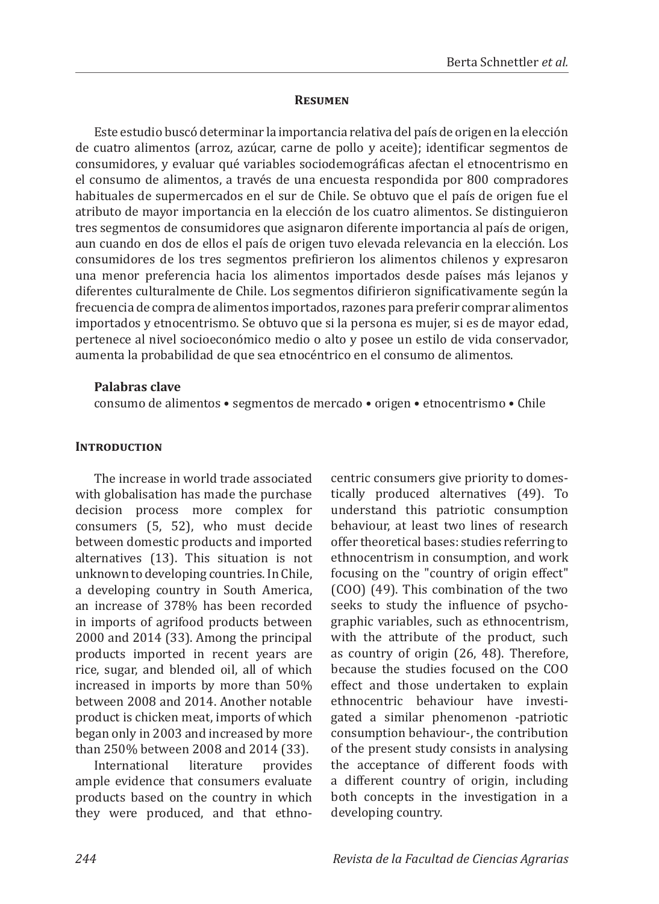## Resumen

Este estudio buscó determinar la importancia relativa del país de origen en la elección de cuatro alimentos (arroz, azúcar, carne de pollo y aceite); identificar segmentos de consumidores, y evaluar qué variables sociodemográficas afectan el etnocentrismo en el consumo de alimentos, a través de una encuesta respondida por 800 compradores habituales de supermercados en el sur de Chile. Se obtuvo que el país de origen fue el atributo de mayor importancia en la elección de los cuatro alimentos. Se distinguieron tres segmentos de consumidores que asignaron diferente importancia al país de origen, aun cuando en dos de ellos el país de origen tuvo elevada relevancia en la elección. Los consumidores de los tres segmentos prefirieron los alimentos chilenos y expresaron una menor preferencia hacia los alimentos importados desde países más lejanos y diferentes culturalmente de Chile. Los segmentos difirieron significativamente según la frecuencia de compra de alimentos importados, razones para preferir comprar alimentos importados y etnocentrismo. Se obtuvo que si la persona es mujer, si es de mayor edad, pertenece al nivel socioeconómico medio o alto y posee un estilo de vida conservador, aumenta la probabilidad de que sea etnocéntrico en el consumo de alimentos.

**Palabras clave**

consumo de alimentos • segmentos de mercado • origen • etnocentrismo • Chile

## Introduction

The increase in world trade associated with globalisation has made the purchase decision process more complex for consumers (5, 52), who must decide between domestic products and imported alternatives (13). This situation is not unknown to developing countries. In Chile, a developing country in South America, an increase of 378% has been recorded in imports of agrifood products between 2000 and 2014 (33). Among the principal products imported in recent years are rice, sugar, and blended oil, all of which increased in imports by more than 50% between 2008 and 2014. Another notable product is chicken meat, imports of which began only in 2003 and increased by more than 250% between 2008 and 2014 (33).

International literature provides ample evidence that consumers evaluate products based on the country in which they were produced, and that ethnocentric consumers give priority to domestically produced alternatives (49). To understand this patriotic consumption behaviour, at least two lines of research offer theoretical bases: studies referring to ethnocentrism in consumption, and work focusing on the "country of origin effect" (COO) (49). This combination of the two seeks to study the influence of psychographic variables, such as ethnocentrism, with the attribute of the product, such as country of origin (26, 48). Therefore, because the studies focused on the COO effect and those undertaken to explain ethnocentric behaviour have investigated a similar phenomenon -patriotic consumption behaviour-, the contribution of the present study consists in analysing the acceptance of different foods with a different country of origin, including both concepts in the investigation in a developing country.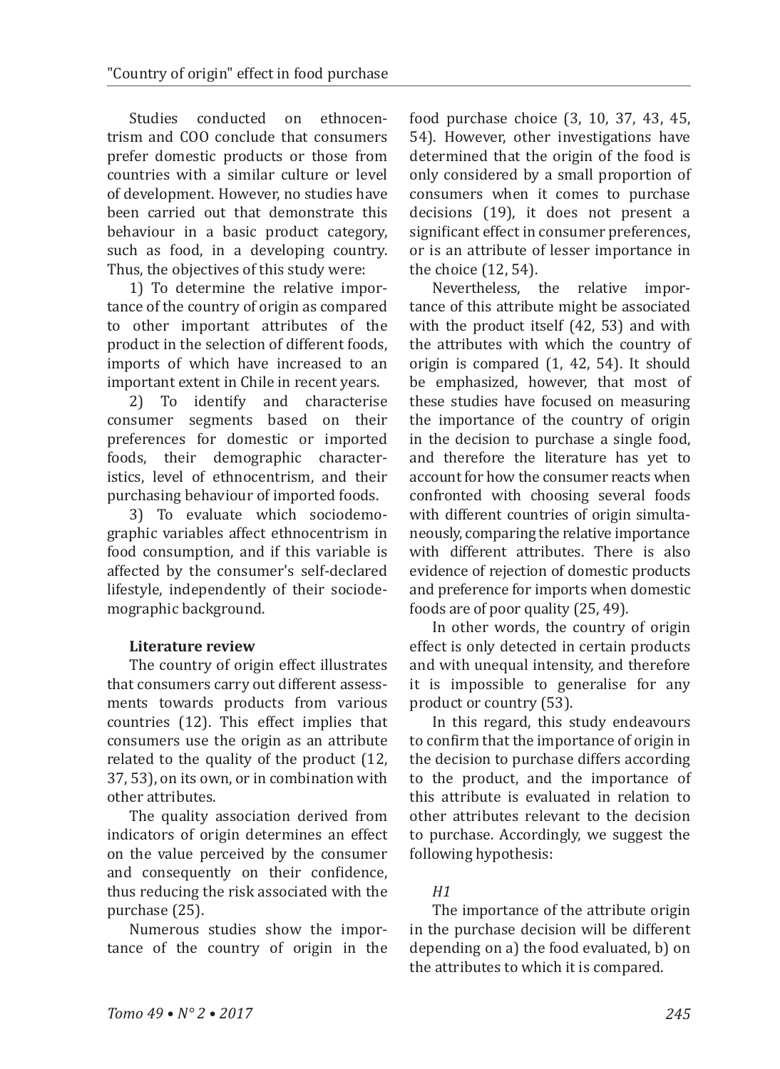Studies conducted on ethnocentrism and COO conclude that consumers prefer domestic products or those from countries with a similar culture or level of development. However, no studies have been carried out that demonstrate this behaviour in a basic product category, such as food, in a developing country. Thus, the objectives of this study were:

1) To determine the relative importance of the country of origin as compared to other important attributes of the product in the selection of different foods, imports of which have increased to an important extent in Chile in recent years.

2) To identify and characterise consumer segments based on their preferences for domestic or imported foods, their demographic characteristics, level of ethnocentrism, and their purchasing behaviour of imported foods.

3) To evaluate which sociodemographic variables affect ethnocentrism in food consumption, and if this variable is affected by the consumer's self-declared lifestyle, independently of their sociodemographic background.

**Literature review**

The country of origin effect illustrates that consumers carry out different assessments towards products from various countries (12). This effect implies that consumers use the origin as an attribute related to the quality of the product (12, 37, 53), on its own, or in combination with other attributes.

The quality association derived from indicators of origin determines an effect on the value perceived by the consumer and consequently on their confidence, thus reducing the risk associated with the purchase (25).

Numerous studies show the importance of the country of origin in the food purchase choice (3, 10, 37, 43, 45, 54). However, other investigations have determined that the origin of the food is only considered by a small proportion of consumers when it comes to purchase decisions (19), it does not present a significant effect in consumer preferences, or is an attribute of lesser importance in the choice (12, 54).

Nevertheless, the relative importance of this attribute might be associated with the product itself (42, 53) and with the attributes with which the country of origin is compared (1, 42, 54). It should be emphasized, however, that most of these studies have focused on measuring the importance of the country of origin in the decision to purchase a single food, and therefore the literature has yet to account for how the consumer reacts when confronted with choosing several foods with different countries of origin simultaneously, comparing the relative importance with different attributes. There is also evidence of rejection of domestic products and preference for imports when domestic foods are of poor quality (25, 49).

In other words, the country of origin effect is only detected in certain products and with unequal intensity, and therefore it is impossible to generalise for any product or country (53).

In this regard, this study endeavours to confirm that the importance of origin in the decision to purchase differs according to the product, and the importance of this attribute is evaluated in relation to other attributes relevant to the decision to purchase. Accordingly, we suggest the following hypothesis:

*H1*

The importance of the attribute origin in the purchase decision will be different depending on a) the food evaluated, b) on the attributes to which it is compared.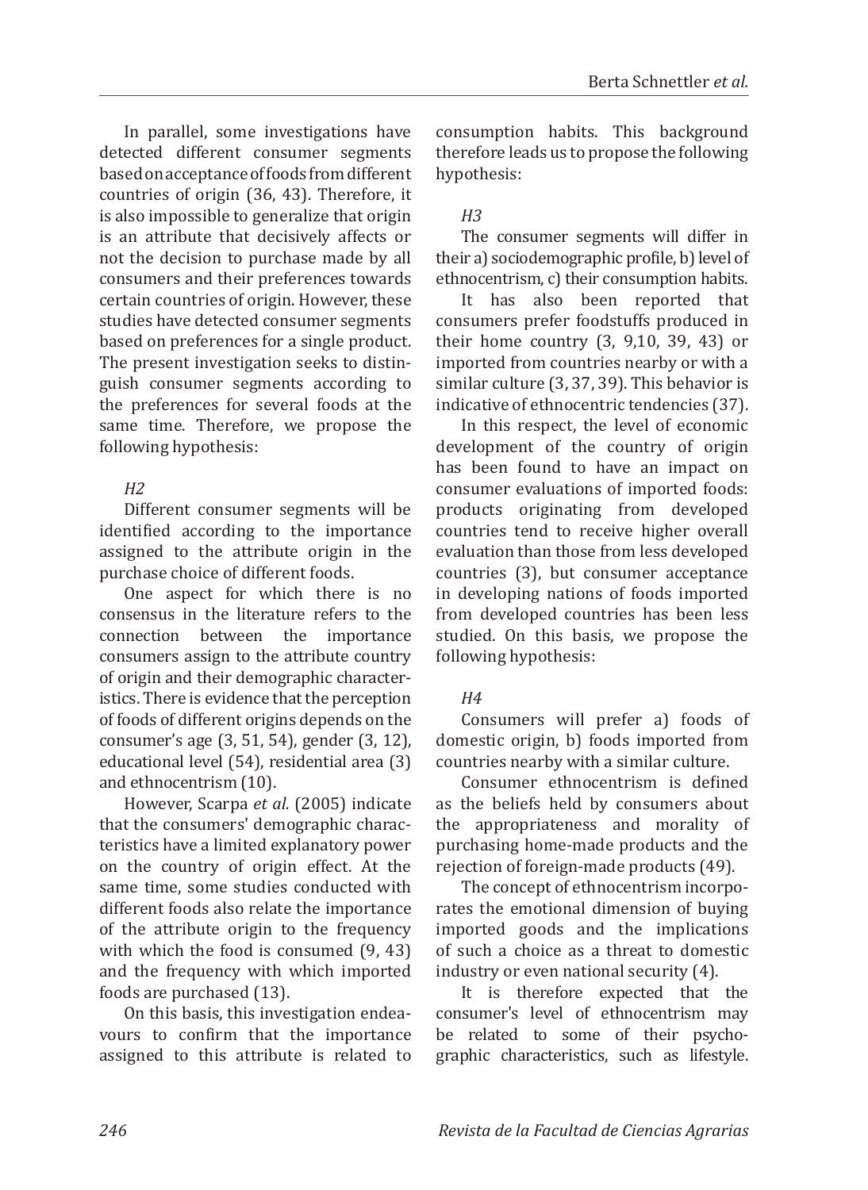In parallel, some investigations have detected different consumer segments based on acceptance of foods from different countries of origin (36, 43). Therefore, it is also impossible to generalize that origin is an attribute that decisively affects or not the decision to purchase made by all consumers and their preferences towards certain countries of origin. However, these studies have detected consumer segments based on preferences for a single product. The present investigation seeks to distinguish consumer segments according to the preferences for several foods at the same time. Therefore, we propose the following hypothesis:

*H2*

Different consumer segments will be identified according to the importance assigned to the attribute origin in the purchase choice of different foods.

One aspect for which there is no consensus in the literature refers to the connection between the importance consumers assign to the attribute country of origin and their demographic characteristics. There is evidence that the perception of foods of different origins depends on the consumer's age (3, 51, 54), gender (3, 12), educational level (54), residential area (3) and ethnocentrism (10).

However, Scarpa *et al.* (2005) indicate that the consumers' demographic characteristics have a limited explanatory power on the country of origin effect. At the same time, some studies conducted with different foods also relate the importance of the attribute origin to the frequency with which the food is consumed (9, 43) and the frequency with which imported foods are purchased (13).

On this basis, this investigation endeavours to confirm that the importance assigned to this attribute is related to consumption habits. This background therefore leads us to propose the following hypothesis:

*H3*

The consumer segments will differ in their a) sociodemographic profile, b) level of ethnocentrism, c) their consumption habits.

It has also been reported that consumers prefer foodstuffs produced in their home country (3, 9,10, 39, 43) or imported from countries nearby or with a similar culture (3, 37, 39). This behavior is indicative of ethnocentric tendencies (37).

In this respect, the level of economic development of the country of origin has been found to have an impact on consumer evaluations of imported foods: products originating from developed countries tend to receive higher overall evaluation than those from less developed countries (3), but consumer acceptance in developing nations of foods imported from developed countries has been less studied. On this basis, we propose the following hypothesis:

*H4*

Consumers will prefer a) foods of domestic origin, b) foods imported from countries nearby with a similar culture.

Consumer ethnocentrism is defined as the beliefs held by consumers about the appropriateness and morality of purchasing home-made products and the rejection of foreign-made products (49).

The concept of ethnocentrism incorporates the emotional dimension of buying imported goods and the implications of such a choice as a threat to domestic industry or even national security (4).

It is therefore expected that the consumer's level of ethnocentrism may be related to some of their psychographic characteristics, such as lifestyle.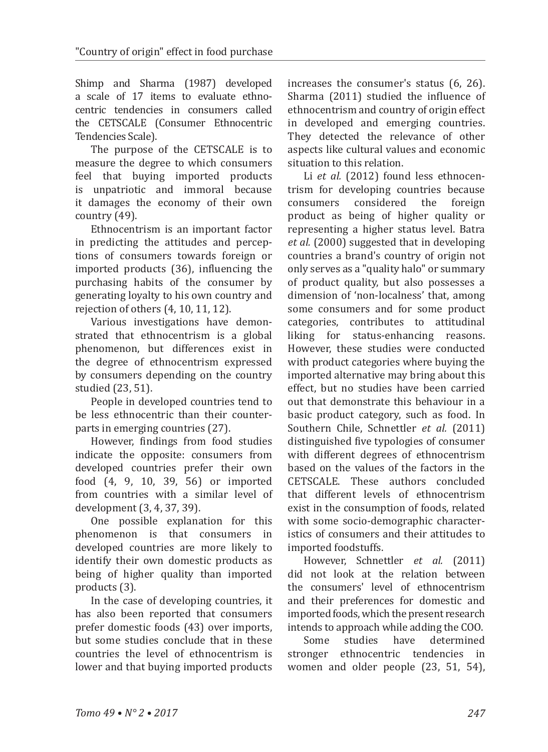Shimp and Sharma (1987) developed a scale of 17 items to evaluate ethnocentric tendencies in consumers called the CETSCALE (Consumer Ethnocentric Tendencies Scale).

The purpose of the CETSCALE is to measure the degree to which consumers feel that buying imported products is unpatriotic and immoral because it damages the economy of their own country (49).

Ethnocentrism is an important factor in predicting the attitudes and perceptions of consumers towards foreign or imported products (36), influencing the purchasing habits of the consumer by generating loyalty to his own country and rejection of others (4, 10, 11, 12).

Various investigations have demonstrated that ethnocentrism is a global phenomenon, but differences exist in the degree of ethnocentrism expressed by consumers depending on the country studied (23, 51).

People in developed countries tend to be less ethnocentric than their counterparts in emerging countries (27).

However, findings from food studies indicate the opposite: consumers from developed countries prefer their own food (4, 9, 10, 39, 56) or imported from countries with a similar level of development (3, 4, 37, 39).

One possible explanation for this phenomenon is that consumers in developed countries are more likely to identify their own domestic products as being of higher quality than imported products (3).

In the case of developing countries, it has also been reported that consumers prefer domestic foods (43) over imports, but some studies conclude that in these countries the level of ethnocentrism is lower and that buying imported products increases the consumer's status (6, 26). Sharma (2011) studied the influence of ethnocentrism and country of origin effect in developed and emerging countries. They detected the relevance of other aspects like cultural values and economic situation to this relation.

Li *et al.* (2012) found less ethnocentrism for developing countries because consumers considered the foreign product as being of higher quality or representing a higher status level. Batra *et al.* (2000) suggested that in developing countries a brand's country of origin not only serves as a "quality halo" or summary of product quality, but also possesses a dimension of 'non-localness' that, among some consumers and for some product categories, contributes to attitudinal liking for status-enhancing reasons. However, these studies were conducted with product categories where buying the imported alternative may bring about this effect, but no studies have been carried out that demonstrate this behaviour in a basic product category, such as food. In Southern Chile, Schnettler *et al.* (2011) distinguished five typologies of consumer with different degrees of ethnocentrism based on the values of the factors in the CETSCALE. These authors concluded that different levels of ethnocentrism exist in the consumption of foods, related with some socio-demographic characteristics of consumers and their attitudes to imported foodstuffs.

However, Schnettler *et al.* (2011) did not look at the relation between the consumers' level of ethnocentrism and their preferences for domestic and imported foods, which the present research intends to approach while adding the COO.

Some studies have determined stronger ethnocentric tendencies in women and older people (23, 51, 54),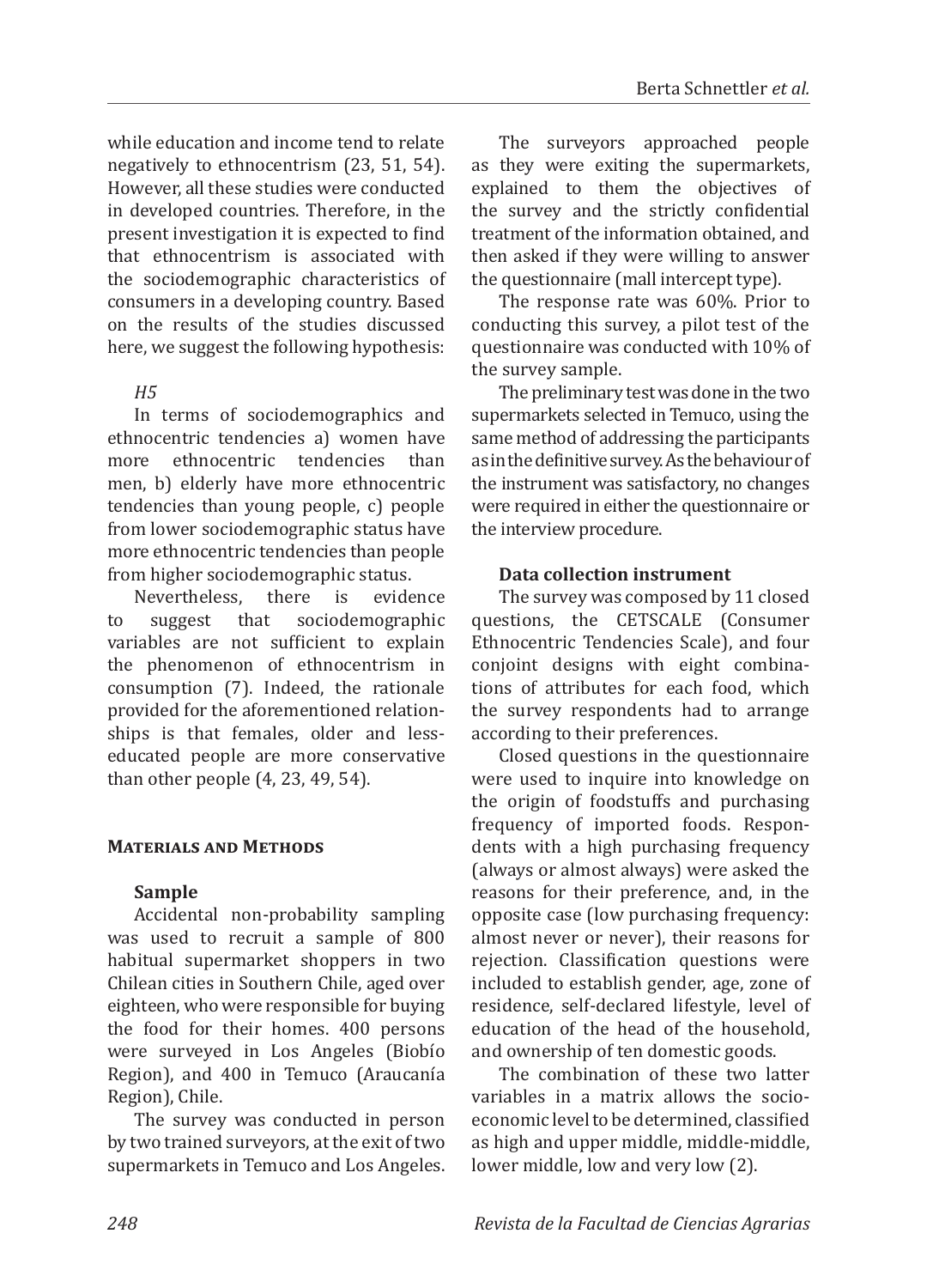while education and income tend to relate negatively to ethnocentrism (23, 51, 54). However, all these studies were conducted in developed countries. Therefore, in the present investigation it is expected to find that ethnocentrism is associated with the sociodemographic characteristics of consumers in a developing country. Based on the results of the studies discussed here, we suggest the following hypothesis:

*H5*

In terms of sociodemographics and ethnocentric tendencies a) women have more ethnocentric tendencies than men, b) elderly have more ethnocentric tendencies than young people, c) people from lower sociodemographic status have more ethnocentric tendencies than people from higher sociodemographic status.

Nevertheless, there is evidence to suggest that sociodemographic variables are not sufficient to explain the phenomenon of ethnocentrism in consumption (7). Indeed, the rationale provided for the aforementioned relationships is that females, older and less-educated people are more conservative than other people (4, 23, 49, 54).

## Materials and Methods

### Sample

Accidental non-probability sampling was used to recruit a sample of 800 habitual supermarket shoppers in two Chilean cities in Southern Chile, aged over eighteen, who were responsible for buying the food for their homes. 400 persons were surveyed in Los Angeles (Biobío Region), and 400 in Temuco (Araucanía Region), Chile.

The survey was conducted in person by two trained surveyors, at the exit of two supermarkets in Temuco and Los Angeles.

The surveyors approached people as they were exiting the supermarkets, explained to them the objectives of the survey and the strictly confidential treatment of the information obtained, and then asked if they were willing to answer the questionnaire (mall intercept type).

The response rate was 60%. Prior to conducting this survey, a pilot test of the questionnaire was conducted with 10% of the survey sample.

The preliminary test was done in the two supermarkets selected in Temuco, using the same method of addressing the participants as in the definitive survey. As the behaviour of the instrument was satisfactory, no changes were required in either the questionnaire or the interview procedure.

### Data collection instrument

The survey was composed by 11 closed questions, the CETSCALE (Consumer Ethnocentric Tendencies Scale), and four conjoint designs with eight combinations of attributes for each food, which the survey respondents had to arrange according to their preferences.

Closed questions in the questionnaire were used to inquire into knowledge on the origin of foodstuffs and purchasing frequency of imported foods. Respondents with a high purchasing frequency (always or almost always) were asked the reasons for their preference, and, in the opposite case (low purchasing frequency: almost never or never), their reasons for rejection. Classification questions were included to establish gender, age, zone of residence, self-declared lifestyle, level of education of the head of the household, and ownership of ten domestic goods.

The combination of these two latter variables in a matrix allows the socio-economic level to be determined, classified as high and upper middle, middle-middle, lower middle, low and very low (2).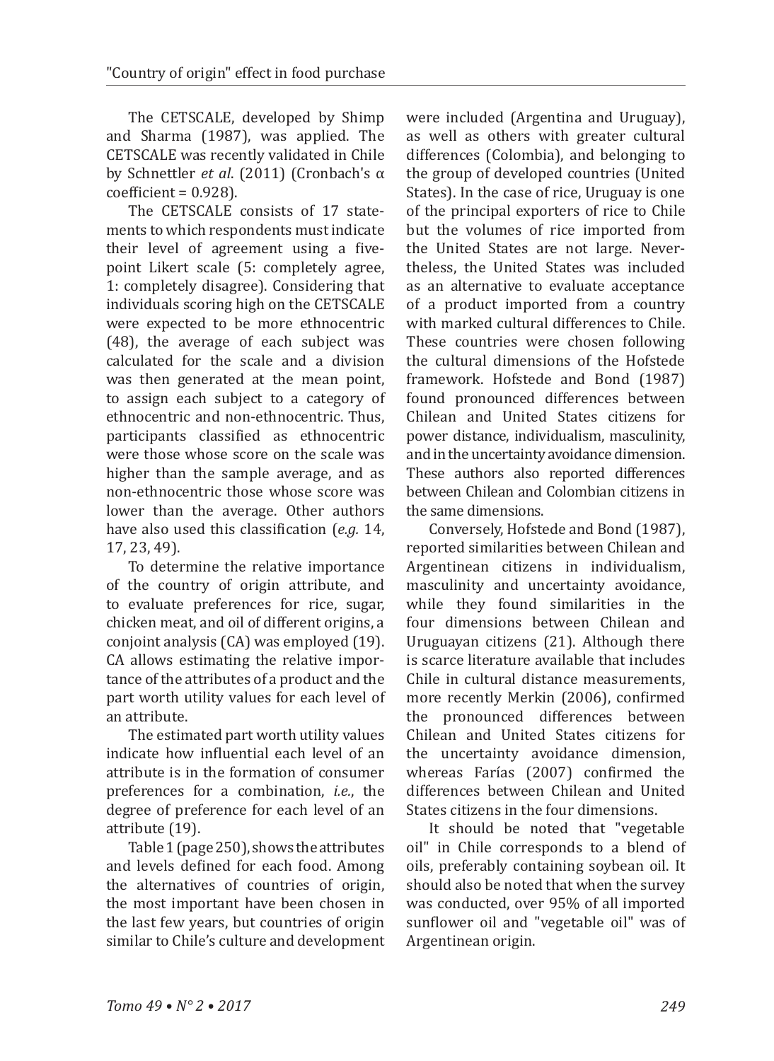The CETSCALE, developed by Shimp and Sharma (1987), was applied. The CETSCALE was recently validated in Chile by Schnettler *et al*. (2011) (Cronbach's α coefficient = 0.928).

The CETSCALE consists of 17 statements to which respondents must indicate their level of agreement using a five-point Likert scale (5: completely agree, 1: completely disagree). Considering that individuals scoring high on the CETSCALE were expected to be more ethnocentric (48), the average of each subject was calculated for the scale and a division was then generated at the mean point, to assign each subject to a category of ethnocentric and non-ethnocentric. Thus, participants classified as ethnocentric were those whose score on the scale was higher than the sample average, and as non-ethnocentric those whose score was lower than the average. Other authors have also used this classification (*e.g.* 14, 17, 23, 49).

To determine the relative importance of the country of origin attribute, and to evaluate preferences for rice, sugar, chicken meat, and oil of different origins, a conjoint analysis (CA) was employed (19). CA allows estimating the relative importance of the attributes of a product and the part worth utility values for each level of an attribute.

The estimated part worth utility values indicate how influential each level of an attribute is in the formation of consumer preferences for a combination, *i.e.*, the degree of preference for each level of an attribute (19).

Table 1 (page 250), shows the attributes and levels defined for each food. Among the alternatives of countries of origin, the most important have been chosen in the last few years, but countries of origin similar to Chile's culture and development were included (Argentina and Uruguay), as well as others with greater cultural differences (Colombia), and belonging to the group of developed countries (United States). In the case of rice, Uruguay is one of the principal exporters of rice to Chile but the volumes of rice imported from the United States are not large. Nevertheless, the United States was included as an alternative to evaluate acceptance of a product imported from a country with marked cultural differences to Chile. These countries were chosen following the cultural dimensions of the Hofstede framework. Hofstede and Bond (1987) found pronounced differences between Chilean and United States citizens for power distance, individualism, masculinity, and in the uncertainty avoidance dimension. These authors also reported differences between Chilean and Colombian citizens in the same dimensions.

Conversely, Hofstede and Bond (1987), reported similarities between Chilean and Argentinean citizens in individualism, masculinity and uncertainty avoidance, while they found similarities in the four dimensions between Chilean and Uruguayan citizens (21). Although there is scarce literature available that includes Chile in cultural distance measurements, more recently Merkin (2006), confirmed the pronounced differences between Chilean and United States citizens for the uncertainty avoidance dimension, whereas Farías (2007) confirmed the differences between Chilean and United States citizens in the four dimensions.

It should be noted that "vegetable oil" in Chile corresponds to a blend of oils, preferably containing soybean oil. It should also be noted that when the survey was conducted, over 95% of all imported sunflower oil and "vegetable oil" was of Argentinean origin.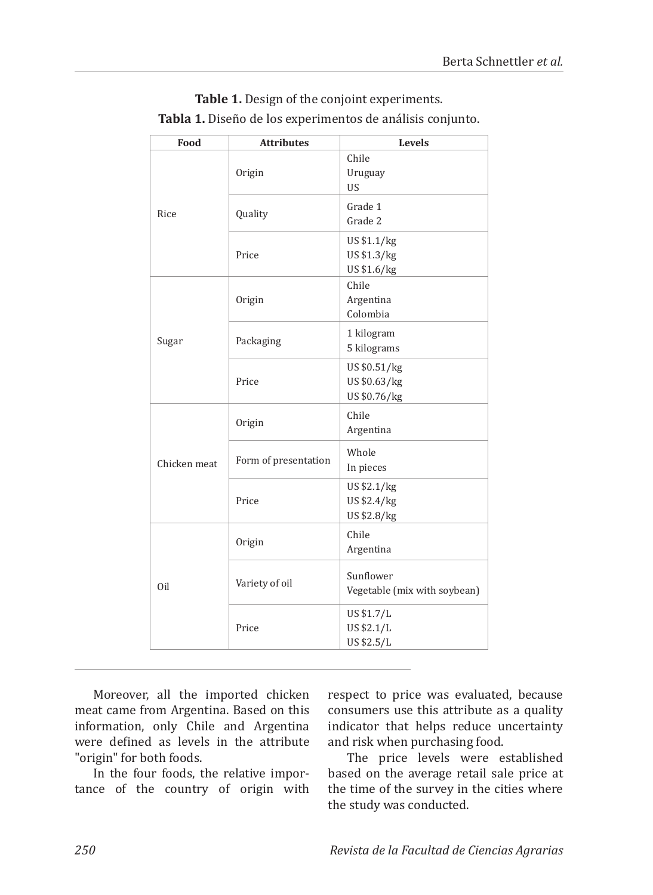**Table 1.** Design of the conjoint experiments.

**Tabla 1.** Diseño de los experimentos de análisis conjunto.

| Food | Attributes | Levels |
|---|---|---|
| Rice | Origin | Chile<br>Uruguay<br>US |
| | Quality | Grade 1<br>Grade 2 |
| | Price | US $1.1/kg<br>US $1.3/kg<br>US $1.6/kg |
| Sugar | Origin | Chile<br>Argentina<br>Colombia |
| | Packaging | 1 kilogram<br>5 kilograms |
| | Price | US $0.51/kg<br>US $0.63/kg<br>US $0.76/kg |
| Chicken meat | Origin | Chile<br>Argentina |
| | Form of presentation | Whole<br>In pieces |
| | Price | US $2.1/kg<br>US $2.4/kg<br>US $2.8/kg |
| Oil | Origin | Chile<br>Argentina |
| | Variety of oil | Sunflower<br>Vegetable (mix with soybean) |
| | Price | US $1.7/L<br>US $2.1/L<br>US $2.5/L |

Moreover, all the imported chicken meat came from Argentina. Based on this information, only Chile and Argentina were defined as levels in the attribute "origin" for both foods.

In the four foods, the relative importance of the country of origin with respect to price was evaluated, because consumers use this attribute as a quality indicator that helps reduce uncertainty and risk when purchasing food.

The price levels were established based on the average retail sale price at the time of the survey in the cities where the study was conducted.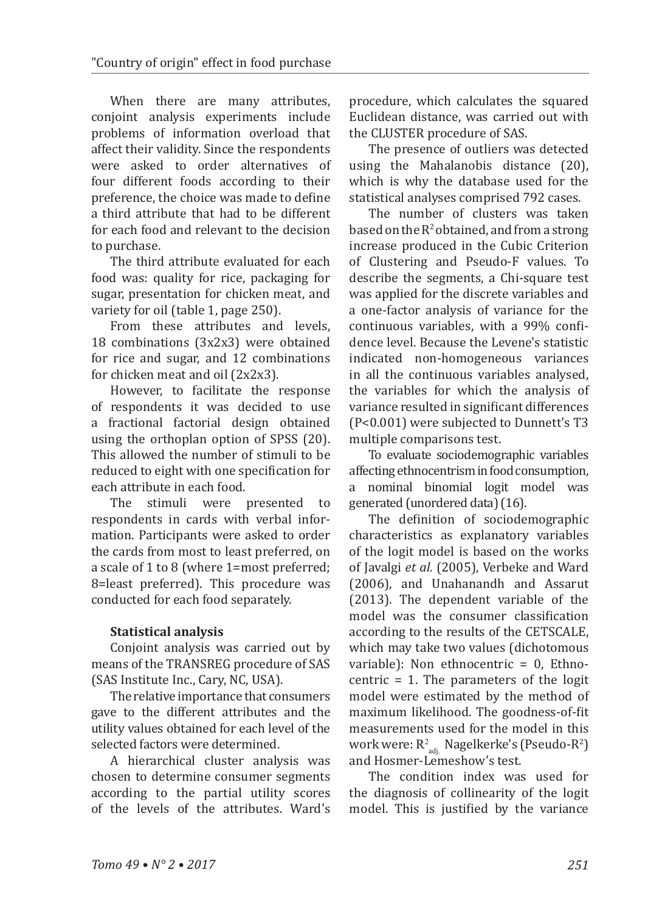When there are many attributes, conjoint analysis experiments include problems of information overload that affect their validity. Since the respondents were asked to order alternatives of four different foods according to their preference, the choice was made to define a third attribute that had to be different for each food and relevant to the decision to purchase.

The third attribute evaluated for each food was: quality for rice, packaging for sugar, presentation for chicken meat, and variety for oil (table 1, page 250).

From these attributes and levels, 18 combinations (3x2x3) were obtained for rice and sugar, and 12 combinations for chicken meat and oil (2x2x3).

However, to facilitate the response of respondents it was decided to use a fractional factorial design obtained using the orthoplan option of SPSS (20). This allowed the number of stimuli to be reduced to eight with one specification for each attribute in each food.

The stimuli were presented to respondents in cards with verbal information. Participants were asked to order the cards from most to least preferred, on a scale of 1 to 8 (where 1=most preferred; 8=least preferred). This procedure was conducted for each food separately.

### Statistical analysis

Conjoint analysis was carried out by means of the TRANSREG procedure of SAS (SAS Institute Inc., Cary, NC, USA).

The relative importance that consumers gave to the different attributes and the utility values obtained for each level of the selected factors were determined.

A hierarchical cluster analysis was chosen to determine consumer segments according to the partial utility scores of the levels of the attributes. Ward's procedure, which calculates the squared Euclidean distance, was carried out with the CLUSTER procedure of SAS.

The presence of outliers was detected using the Mahalanobis distance (20), which is why the database used for the statistical analyses comprised 792 cases.

The number of clusters was taken based on the $R^2$ obtained, and from a strong increase produced in the Cubic Criterion of Clustering and Pseudo-F values. To describe the segments, a Chi-square test was applied for the discrete variables and a one-factor analysis of variance for the continuous variables, with a 99% confidence level. Because the Levene's statistic indicated non-homogeneous variances in all the continuous variables analysed, the variables for which the analysis of variance resulted in significant differences ($P<0.001$) were subjected to Dunnett's T3 multiple comparisons test.

To evaluate sociodemographic variables affecting ethnocentrism in food consumption, a nominal binomial logit model was generated (unordered data) (16).

The definition of sociodemographic characteristics as explanatory variables of the logit model is based on the works of Javalgi *et al.* (2005), Verbeke and Ward (2006), and Unahanandh and Assarut (2013). The dependent variable of the model was the consumer classification according to the results of the CETSCALE, which may take two values (dichotomous variable): Non ethnocentric = 0, Ethnocentric = 1. The parameters of the logit model were estimated by the method of maximum likelihood. The goodness-of-fit measurements used for the model in this work were: $R^2_{adj.}$ Nagelkerke's (Pseudo-$R^2$) and Hosmer-Lemeshow's test.

The condition index was used for the diagnosis of collinearity of the logit model. This is justified by the variance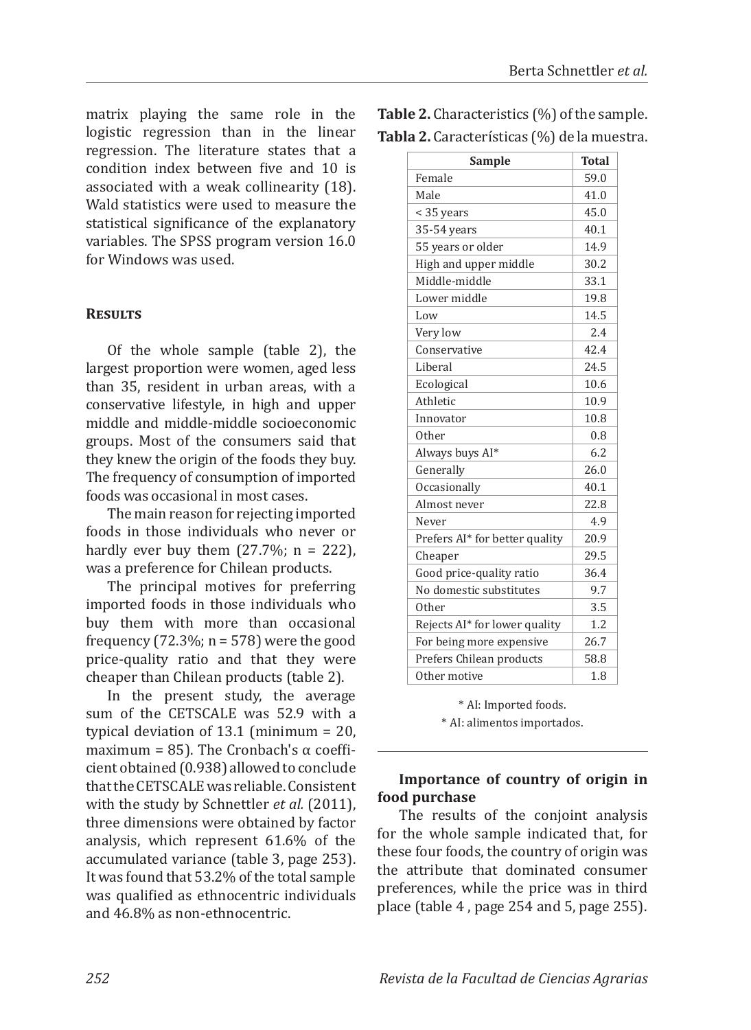matrix playing the same role in the logistic regression than in the linear regression. The literature states that a condition index between five and 10 is associated with a weak collinearity (18). Wald statistics were used to measure the statistical significance of the explanatory variables. The SPSS program version 16.0 for Windows was used.

## Results

Of the whole sample (table 2), the largest proportion were women, aged less than 35, resident in urban areas, with a conservative lifestyle, in high and upper middle and middle-middle socioeconomic groups. Most of the consumers said that they knew the origin of the foods they buy. The frequency of consumption of imported foods was occasional in most cases.

The main reason for rejecting imported foods in those individuals who never or hardly ever buy them (27.7%; n = 222), was a preference for Chilean products.

The principal motives for preferring imported foods in those individuals who buy them with more than occasional frequency (72.3%; n = 578) were the good price-quality ratio and that they were cheaper than Chilean products (table 2).

In the present study, the average sum of the CETSCALE was 52.9 with a typical deviation of 13.1 (minimum = 20, maximum = 85). The Cronbach's α coefficient obtained (0.938) allowed to conclude that the CETSCALE was reliable. Consistent with the study by Schnettler *et al.* (2011), three dimensions were obtained by factor analysis, which represent 61.6% of the accumulated variance (table 3, page 253). It was found that 53.2% of the total sample was qualified as ethnocentric individuals and 46.8% as non-ethnocentric.

**Table 2.** Characteristics (%) of the sample.
**Tabla 2.** Características (%) de la muestra.

| Sample | Total |
|---|---|
| Female | 59.0 |
| Male | 41.0 |
| < 35 years | 45.0 |
| 35-54 years | 40.1 |
| 55 years or older | 14.9 |
| High and upper middle | 30.2 |
| Middle-middle | 33.1 |
| Lower middle | 19.8 |
| Low | 14.5 |
| Very low | 2.4 |
| Conservative | 42.4 |
| Liberal | 24.5 |
| Ecological | 10.6 |
| Athletic | 10.9 |
| Innovator | 10.8 |
| Other | 0.8 |
| Always buys AI* | 6.2 |
| Generally | 26.0 |
| Occasionally | 40.1 |
| Almost never | 22.8 |
| Never | 4.9 |
| Prefers AI* for better quality | 20.9 |
| Cheaper | 29.5 |
| Good price-quality ratio | 36.4 |
| No domestic substitutes | 9.7 |
| Other | 3.5 |
| Rejects AI* for lower quality | 1.2 |
| For being more expensive | 26.7 |
| Prefers Chilean products | 58.8 |
| Other motive | 1.8 |

\* AI: Imported foods.
\* AI: alimentos importados.

### Importance of country of origin in food purchase

The results of the conjoint analysis for the whole sample indicated that, for these four foods, the country of origin was the attribute that dominated consumer preferences, while the price was in third place (table 4 , page 254 and 5, page 255).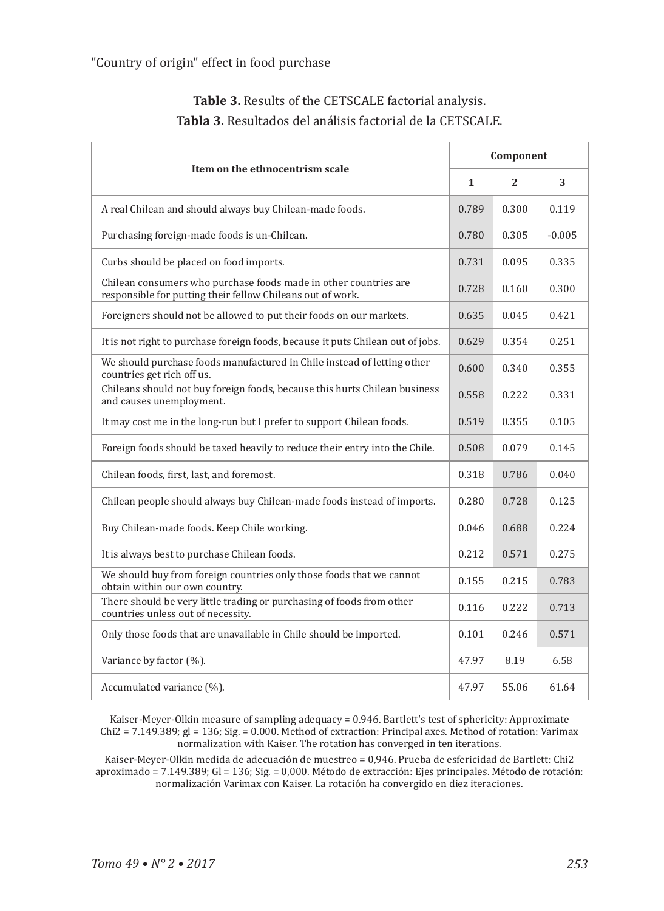**Table 3.** Results of the CETSCALE factorial analysis.
**Tabla 3.** Resultados del análisis factorial de la CETSCALE.

| Item on the ethnocentrism scale | Component | | |
|---|---|---|---|
| | 1 | 2 | 3 |
| A real Chilean and should always buy Chilean-made foods. | 0.789 | 0.300 | 0.119 |
| Purchasing foreign-made foods is un-Chilean. | 0.780 | 0.305 | -0.005 |
| Curbs should be placed on food imports. | 0.731 | 0.095 | 0.335 |
| Chilean consumers who purchase foods made in other countries are responsible for putting their fellow Chileans out of work. | 0.728 | 0.160 | 0.300 |
| Foreigners should not be allowed to put their foods on our markets. | 0.635 | 0.045 | 0.421 |
| It is not right to purchase foreign foods, because it puts Chilean out of jobs. | 0.629 | 0.354 | 0.251 |
| We should purchase foods manufactured in Chile instead of letting other countries get rich off us. | 0.600 | 0.340 | 0.355 |
| Chileans should not buy foreign foods, because this hurts Chilean business and causes unemployment. | 0.558 | 0.222 | 0.331 |
| It may cost me in the long-run but I prefer to support Chilean foods. | 0.519 | 0.355 | 0.105 |
| Foreign foods should be taxed heavily to reduce their entry into the Chile. | 0.508 | 0.079 | 0.145 |
| Chilean foods, first, last, and foremost. | 0.318 | 0.786 | 0.040 |
| Chilean people should always buy Chilean-made foods instead of imports. | 0.280 | 0.728 | 0.125 |
| Buy Chilean-made foods. Keep Chile working. | 0.046 | 0.688 | 0.224 |
| It is always best to purchase Chilean foods. | 0.212 | 0.571 | 0.275 |
| We should buy from foreign countries only those foods that we cannot obtain within our own country. | 0.155 | 0.215 | 0.783 |
| There should be very little trading or purchasing of foods from other countries unless out of necessity. | 0.116 | 0.222 | 0.713 |
| Only those foods that are unavailable in Chile should be imported. | 0.101 | 0.246 | 0.571 |
| Variance by factor (%). | 47.97 | 8.19 | 6.58 |
| Accumulated variance (%). | 47.97 | 55.06 | 61.64 |

Kaiser-Meyer-Olkin measure of sampling adequacy = 0.946. Bartlett's test of sphericity: Approximate Chi2 = 7.149.389; gl = 136; Sig. = 0.000. Method of extraction: Principal axes. Method of rotation: Varimax normalization with Kaiser. The rotation has converged in ten iterations.

Kaiser-Meyer-Olkin medida de adecuación de muestreo = 0,946. Prueba de esfericidad de Bartlett: Chi2 aproximado = 7.149.389; Gl = 136; Sig. = 0,000. Método de extracción: Ejes principales. Método de rotación: normalización Varimax con Kaiser. La rotación ha convergido en diez iteraciones.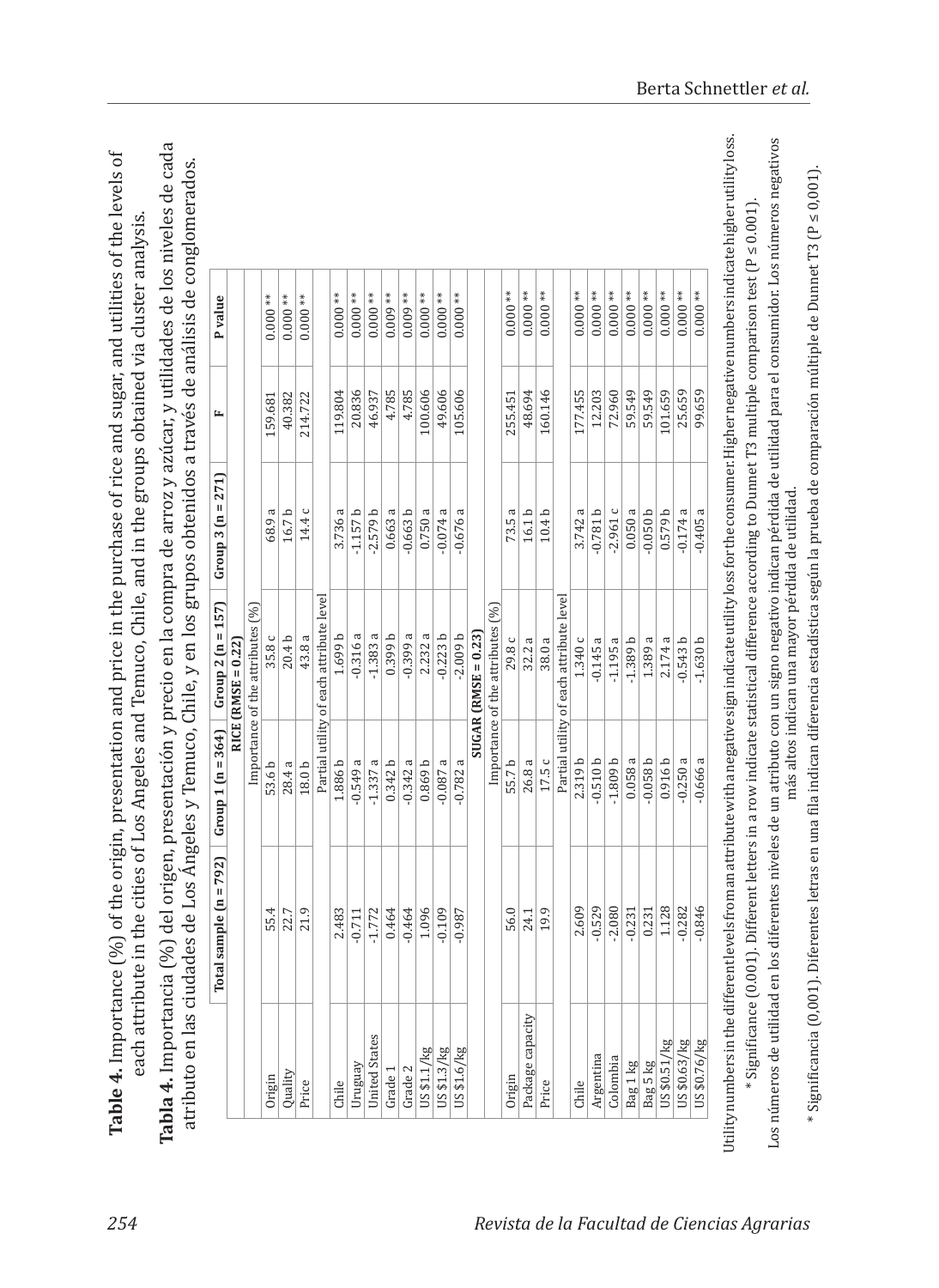**Table 4.** Importance (%) of the origin, presentation and price in the purchase of rice and sugar, and utilities of the levels of each attribute in the cities of Los Angeles and Temuco, Chile, and in the groups obtained via cluster analysis.

**Tabla 4.** Importancia (%) del origen, presentación y precio en la compra de arroz y azúcar, y utilidades de los niveles de cada atributo en las ciudades de Los Ángeles y Temuco, Chile, y en los grupos obtenidos a través de análisis de conglomerados.

| | Total sample (n = 792) | Group 1 (n = 364) | Group 2 (n = 157) | Group 3 (n = 271) | F | P value |
|---|---|---|---|---|---|---|
| | | | RICE (RMSE = 0.22) | | | |
| | | | Importance of the attributes (%) | | | |
| Origin | 55.4 | 53.6 b | 35.8 c | 68.9 a | 159.681 | 0.000 ** |
| Quality | 22.7 | 28.4 a | 20.4 b | 16.7 b | 40.382 | 0.000 ** |
| Price | 21.9 | 18.0 b | 43.8 a | 14.4 c | 214.722 | 0.000 ** |
| | | | Partial utility of each attribute level | | | |
| Chile | 2.483 | 1.886 b | 1.699 b | 3.736 a | 119.804 | 0.000 ** |
| Uruguay | -0.711 | -0.549 a | -0.316 a | -1.157 b | 20.836 | 0.000 ** |
| United States | -1.772 | -1.337 a | -1.383 a | -2.579 b | 46.937 | 0.000 ** |
| Grade 1 | 0.464 | 0.342 b | 0.399 b | 0.663 a | 4.785 | 0.009 ** |
| Grade 2 | -0.464 | -0.342 a | -0.399 a | -0.663 b | 4.785 | 0.009 ** |
| US $1.1/kg | 1.096 | 0.869 b | 2.232 a | 0.750 a | 100.606 | 0.000 ** |
| US $1.3/kg | -0.109 | -0.087 a | -0.223 b | -0.074 a | 49.606 | 0.000 ** |
| US $1.6/kg | -0.987 | -0.782 a | -2.009 b | -0.676 a | 105.606 | 0.000 ** |
| | | | SUGAR (RMSE = 0.23) | | | |
| | | | Importance of the attributes (%) | | | |
| Origin | 56.0 | 55.7 b | 29.8 c | 73.5 a | 255.451 | 0.000 ** |
| Package capacity | 24.1 | 26.8 a | 32.2 a | 16.1 b | 48.694 | 0.000 ** |
| Price | 19.9 | 17.5 c | 38.0 a | 10.4 b | 160.146 | 0.000 ** |
| | | | Partial utility of each attribute level | | | |
| Chile | 2.609 | 2.319 b | 1.340 c | 3.742 a | 177.455 | 0.000 ** |
| Argentina | -0.529 | -0.510 b | -0.145 a | -0.781 b | 12.203 | 0.000 ** |
| Colombia | -2.080 | -1.809 b | -1.195 a | -2.961 c | 72.960 | 0.000 ** |
| Bag 1 kg | -0.231 | 0.058 a | -1.389 b | 0.050 a | 59.549 | 0.000 ** |
| Bag 5 kg | 0.231 | -0.058 b | 1.389 a | -0.050 b | 59.549 | 0.000 ** |
| US $0.51/kg | 1.128 | 0.916 b | 2.174 a | 0.579 b | 101.659 | 0.000 ** |
| US $0.63/kg | -0.282 | -0.250 a | -0.543 b | -0.174 a | 25.659 | 0.000 ** |
| US $0.76/kg | -0.846 | -0.666 a | -1.630 b | -0.405 a | 99.659 | 0.000 ** |

Utility numbers in the different levels from an attribute with a negative sign indicate utility loss for the consumer. Higher negative numbers indicate higher utility loss.
\* Significance (0.001). Different letters in a row indicate statistical difference according to Dunnet T3 multiple comparison test (P ≤ 0.001).

Los números de utilidad en los diferentes niveles de un atributo con un signo negativo indican pérdida de utilidad para el consumidor. Los números negativos más altos indican una mayor pérdida de utilidad.
\* Significancia (0,001). Diferentes letras en una fila indican diferencia estadística según la prueba de comparación múltiple de Dunnet T3 (P ≤ 0,001).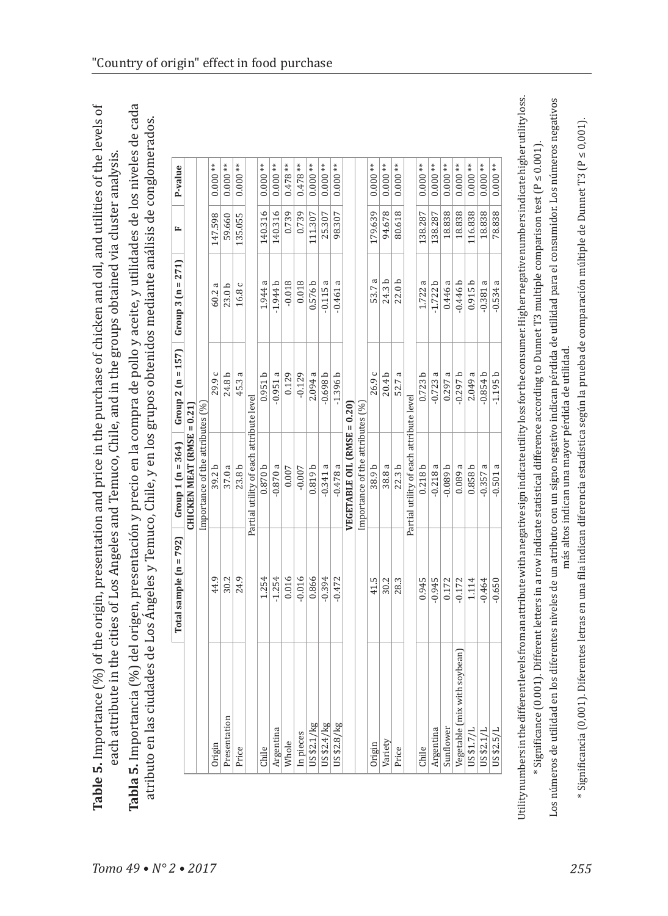**Table 5**. Importance (%) of the origin, presentation and price in the purchase of chicken and oil, and utilities of the levels of each attribute in the cities of Los Angeles and Temuco, Chile, and in the groups obtained via cluster analysis.

**Tabla 5**. Importancia (%) del origen, presentación y precio en la compra de pollo y aceite, y utilidades de los niveles de cada atributo en las ciudades de Los Ángeles y Temuco, Chile, y en los grupos obtenidos mediante análisis de conglomerados.

| | Total sample (n = 792) | Group 1 (n = 364) | Group 2 (n = 157) | Group 3 (n = 271) | F | P-value |
|---|---|---|---|---|---|---|
| | | **CHICKEN MEAT (RMSE = 0.21)** | | | | |
| | | Importance of the attributes (%) | | | | |
| Origin | 44.9 | 39.2 b | 29.9 c | 60.2 a | 147.598 | 0.000 ** |
| Presentation | 30.2 | 37.0 a | 24.8 b | 23.0 b | 59.660 | 0.000 ** |
| Price | 24.9 | 23.8 b | 45.3 a | 16.8 c | 135.055 | 0.000 ** |
| | | Partial utility of each attribute level | | | | |
| Chile | 1.254 | 0.870 b | 0.951 b | 1.944 a | 140.316 | 0.000 ** |
| Argentina | -1.254 | -0.870 a | -0.951 a | -1.944 b | 140.316 | 0.000 ** |
| Whole | 0.016 | 0.007 | 0.129 | -0.018 | 0.739 | 0.478 ** |
| In pieces | -0.016 | -0.007 | -0.129 | 0.018 | 0.739 | 0.478 ** |
| US $2.1/kg | 0.866 | 0.819 b | 2.094 a | 0.576 b | 111.307 | 0.000 ** |
| US $2.4/kg | -0.394 | -0.341 a | -0.698 b | -0.115 a | 25.307 | 0.000 ** |
| US $2.8/kg | -0.472 | -0.478 a | -1.396 b | -0.461 a | 98.307 | 0.000 ** |
| | | **VEGETABLE OIL (RMSE = 0.20)** | | | | |
| | | Importance of the attributes (%) | | | | |
| Origin | 41.5 | 38.9 b | 26.9 c | 53.7 a | 179.639 | 0.000 ** |
| Variety | 30.2 | 38.8 a | 20.4 b | 24.3 b | 94.678 | 0.000 ** |
| Price | 28.3 | 22.3 b | 52.7 a | 22.0 b | 80.618 | 0.000 ** |
| | | Partial utility of each attribute level | | | | |
| Chile | 0.945 | 0.218 b | 0.723 b | 1.722 a | 138.287 | 0.000 ** |
| Argentina | -0.945 | -0.218 a | -0.723 a | -1.722 b | 138.287 | 0.000 ** |
| Sunflower | 0.172 | -0.089 b | 0.297 a | 0.446 a | 18.838 | 0.000 ** |
| Vegetable (mix with soybean) | -0.172 | 0.089 a | -0.297 b | -0.446 b | 18.838 | 0.000 ** |
| US $1.7/L | 1.114 | 0.858 b | 2.049 a | 0.915 b | 116.838 | 0.000 ** |
| US $2.1/L | -0.464 | -0.357 a | -0.854 b | -0.381 a | 18.838 | 0.000 ** |
| US $2.5/L | -0.650 | -0.501 a | -1.195 b | -0.534 a | 78.838 | 0.000 ** |

Utility numbers in the different levels from an attribute with a negative sign indicate utility loss for the consumer. Higher negative numbers indicate higher utility loss.
\* Significance (0.001). Different letters in a row indicate statistical difference according to Dunnet T3 multiple comparison test (P ≤ 0.001).

Los números de utilidad en los diferentes niveles de un atributo con un signo negativo indican pérdida de utilidad para el consumidor. Los números negativos más altos indican una mayor pérdida de utilidad.
\* Significancia (0,001). Diferentes letras en una fila indican diferencia estadística según la prueba de comparación múltiple de Dunnet T3 (P ≤ 0,001).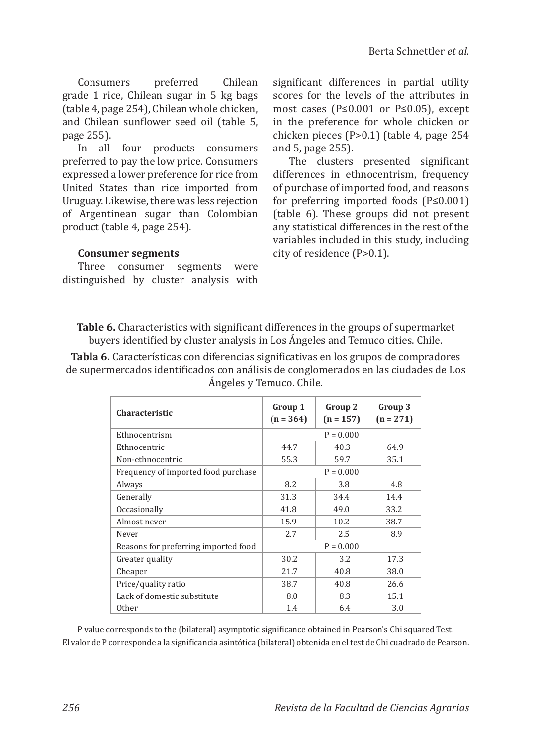Consumers preferred Chilean grade 1 rice, Chilean sugar in 5 kg bags (table 4, page 254), Chilean whole chicken, and Chilean sunflower seed oil (table 5, page 255).

In all four products consumers preferred to pay the low price. Consumers expressed a lower preference for rice from United States than rice imported from Uruguay. Likewise, there was less rejection of Argentinean sugar than Colombian product (table 4, page 254).

### Consumer segments

Three consumer segments were distinguished by cluster analysis with significant differences in partial utility scores for the levels of the attributes in most cases ($P \leq 0.001$ or $P \leq 0.05$), except in the preference for whole chicken or chicken pieces ($P > 0.1$) (table 4, page 254 and 5, page 255).

The clusters presented significant differences in ethnocentrism, frequency of purchase of imported food, and reasons for preferring imported foods ($P \leq 0.001$) (table 6). These groups did not present any statistical differences in the rest of the variables included in this study, including city of residence ($P > 0.1$).

**Table 6.** Characteristics with significant differences in the groups of supermarket buyers identified by cluster analysis in Los Ángeles and Temuco cities. Chile.

**Tabla 6.** Características con diferencias significativas en los grupos de compradores de supermercados identificados con análisis de conglomerados en las ciudades de Los Ángeles y Temuco. Chile.

| Characteristic | Group 1 (n = 364) | Group 2 (n = 157) | Group 3 (n = 271) |
|---|---|---|---|
| Ethnocentrism | P = 0.000 | | |
| Ethnocentric | 44.7 | 40.3 | 64.9 |
| Non-ethnocentric | 55.3 | 59.7 | 35.1 |
| Frequency of imported food purchase | P = 0.000 | | |
| Always | 8.2 | 3.8 | 4.8 |
| Generally | 31.3 | 34.4 | 14.4 |
| Occasionally | 41.8 | 49.0 | 33.2 |
| Almost never | 15.9 | 10.2 | 38.7 |
| Never | 2.7 | 2.5 | 8.9 |
| Reasons for preferring imported food | P = 0.000 | | |
| Greater quality | 30.2 | 3.2 | 17.3 |
| Cheaper | 21.7 | 40.8 | 38.0 |
| Price/quality ratio | 38.7 | 40.8 | 26.6 |
| Lack of domestic substitute | 8.0 | 8.3 | 15.1 |
| Other | 1.4 | 6.4 | 3.0 |

P value corresponds to the (bilateral) asymptotic significance obtained in Pearson's Chi squared Test.
El valor de P corresponde a la significancia asintótica (bilateral) obtenida en el test de Chi cuadrado de Pearson.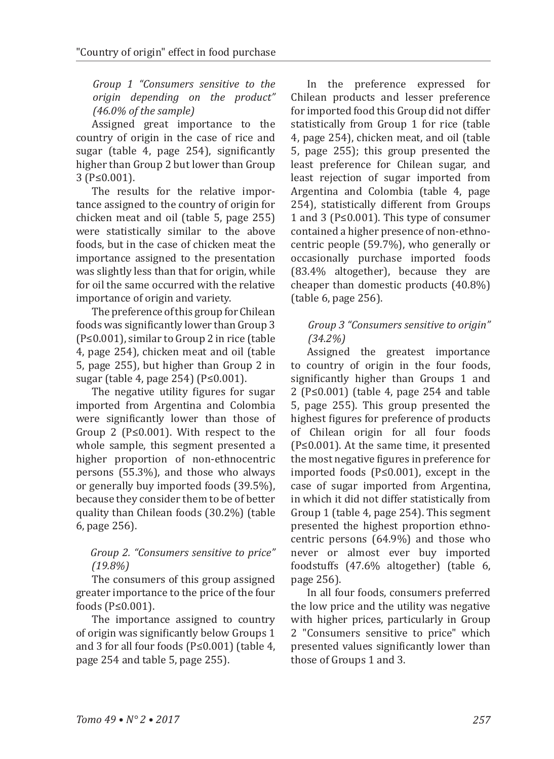*Group 1 "Consumers sensitive to the origin depending on the product" (46.0% of the sample)*

Assigned great importance to the country of origin in the case of rice and sugar (table 4, page 254), significantly higher than Group 2 but lower than Group 3 (P≤0.001).

The results for the relative importance assigned to the country of origin for chicken meat and oil (table 5, page 255) were statistically similar to the above foods, but in the case of chicken meat the importance assigned to the presentation was slightly less than that for origin, while for oil the same occurred with the relative importance of origin and variety.

The preference of this group for Chilean foods was significantly lower than Group 3 (P≤0.001), similar to Group 2 in rice (table 4, page 254), chicken meat and oil (table 5, page 255), but higher than Group 2 in sugar (table 4, page 254) (P≤0.001).

The negative utility figures for sugar imported from Argentina and Colombia were significantly lower than those of Group 2 (P≤0.001). With respect to the whole sample, this segment presented a higher proportion of non-ethnocentric persons (55.3%), and those who always or generally buy imported foods (39.5%), because they consider them to be of better quality than Chilean foods (30.2%) (table 6, page 256).

*Group 2. "Consumers sensitive to price" (19.8%)*

The consumers of this group assigned greater importance to the price of the four foods (P≤0.001).

The importance assigned to country of origin was significantly below Groups 1 and 3 for all four foods (P≤0.001) (table 4, page 254 and table 5, page 255).

In the preference expressed for Chilean products and lesser preference for imported food this Group did not differ statistically from Group 1 for rice (table 4, page 254), chicken meat, and oil (table 5, page 255); this group presented the least preference for Chilean sugar, and least rejection of sugar imported from Argentina and Colombia (table 4, page 254), statistically different from Groups 1 and 3 (P≤0.001). This type of consumer contained a higher presence of non-ethnocentric people (59.7%), who generally or occasionally purchase imported foods (83.4% altogether), because they are cheaper than domestic products (40.8%) (table 6, page 256).

*Group 3 "Consumers sensitive to origin" (34.2%)*

Assigned the greatest importance to country of origin in the four foods, significantly higher than Groups 1 and 2 (P≤0.001) (table 4, page 254 and table 5, page 255). This group presented the highest figures for preference of products of Chilean origin for all four foods (P≤0.001). At the same time, it presented the most negative figures in preference for imported foods (P≤0.001), except in the case of sugar imported from Argentina, in which it did not differ statistically from Group 1 (table 4, page 254). This segment presented the highest proportion ethnocentric persons (64.9%) and those who never or almost ever buy imported foodstuffs (47.6% altogether) (table 6, page 256).

In all four foods, consumers preferred the low price and the utility was negative with higher prices, particularly in Group 2 "Consumers sensitive to price" which presented values significantly lower than those of Groups 1 and 3.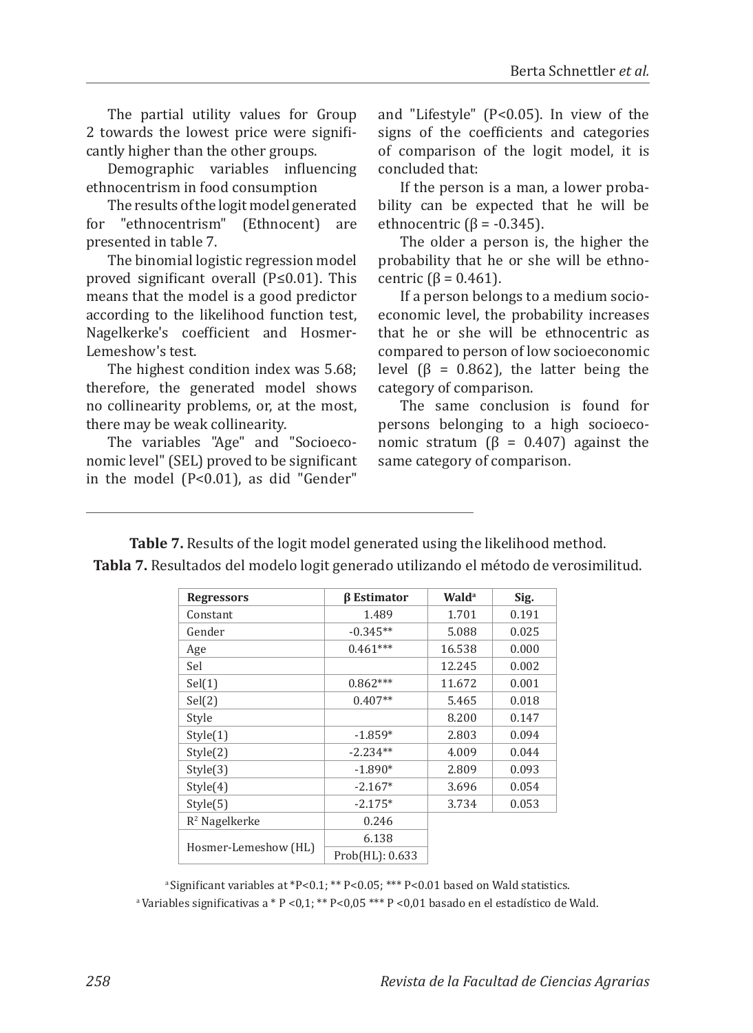The partial utility values for Group 2 towards the lowest price were significantly higher than the other groups.

Demographic variables influencing ethnocentrism in food consumption

The results of the logit model generated for "ethnocentrism" (Ethnocent) are presented in table 7.

The binomial logistic regression model proved significant overall (P≤0.01). This means that the model is a good predictor according to the likelihood function test, Nagelkerke's coefficient and Hosmer-Lemeshow's test.

The highest condition index was 5.68; therefore, the generated model shows no collinearity problems, or, at the most, there may be weak collinearity.

The variables "Age" and "Socioeconomic level" (SEL) proved to be significant in the model (P<0.01), as did "Gender" and "Lifestyle" (P<0.05). In view of the signs of the coefficients and categories of comparison of the logit model, it is concluded that:

If the person is a man, a lower probability can be expected that he will be ethnocentric (β = -0.345).

The older a person is, the higher the probability that he or she will be ethnocentric (β = 0.461).

If a person belongs to a medium socioeconomic level, the probability increases that he or she will be ethnocentric as compared to person of low socioeconomic level (β = 0.862), the latter being the category of comparison.

The same conclusion is found for persons belonging to a high socioeconomic stratum (β = 0.407) against the same category of comparison.

**Table 7.** Results of the logit model generated using the likelihood method.
**Tabla 7.** Resultados del modelo logit generado utilizando el método de verosimilitud.

| Regressors | β Estimator | Wald[a] | Sig. |
|---|---|---|---|
| Constant | 1.489 | 1.701 | 0.191 |
| Gender | -0.345** | 5.088 | 0.025 |
| Age | 0.461*** | 16.538 | 0.000 |
| Sel | | 12.245 | 0.002 |
| Sel(1) | 0.862*** | 11.672 | 0.001 |
| Sel(2) | 0.407** | 5.465 | 0.018 |
| Style | | 8.200 | 0.147 |
| Style(1) | -1.859* | 2.803 | 0.094 |
| Style(2) | -2.234** | 4.009 | 0.044 |
| Style(3) | -1.890* | 2.809 | 0.093 |
| Style(4) | -2.167* | 3.696 | 0.054 |
| Style(5) | -2.175* | 3.734 | 0.053 |
| $R^2$ Nagelkerke | 0.246 | | |
| Hosmer-Lemeshow (HL) | 6.138 | | |
| | Prob(HL): 0.633 | | |

[a] Significant variables at *P<0.1; ** P<0.05; *** P<0.01 based on Wald statistics.
[a] Variables significativas a * P <0,1; ** P<0,05 *** P <0,01 basado en el estadístico de Wald.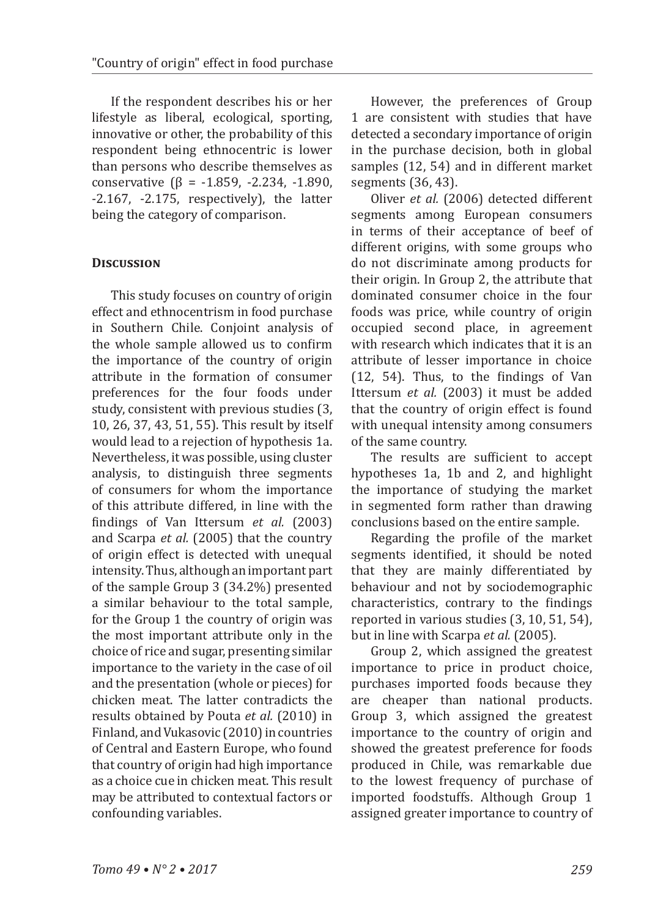If the respondent describes his or her lifestyle as liberal, ecological, sporting, innovative or other, the probability of this respondent being ethnocentric is lower than persons who describe themselves as conservative ($\beta$ = -1.859, -2.234, -1.890, -2.167, -2.175, respectively), the latter being the category of comparison.

## Discussion

This study focuses on country of origin effect and ethnocentrism in food purchase in Southern Chile. Conjoint analysis of the whole sample allowed us to confirm the importance of the country of origin attribute in the formation of consumer preferences for the four foods under study, consistent with previous studies (3, 10, 26, 37, 43, 51, 55). This result by itself would lead to a rejection of hypothesis 1a. Nevertheless, it was possible, using cluster analysis, to distinguish three segments of consumers for whom the importance of this attribute differed, in line with the findings of Van Ittersum *et al.* (2003) and Scarpa *et al.* (2005) that the country of origin effect is detected with unequal intensity. Thus, although an important part of the sample Group 3 (34.2%) presented a similar behaviour to the total sample, for the Group 1 the country of origin was the most important attribute only in the choice of rice and sugar, presenting similar importance to the variety in the case of oil and the presentation (whole or pieces) for chicken meat. The latter contradicts the results obtained by Pouta *et al.* (2010) in Finland, and Vukasovic (2010) in countries of Central and Eastern Europe, who found that country of origin had high importance as a choice cue in chicken meat. This result may be attributed to contextual factors or confounding variables.

However, the preferences of Group 1 are consistent with studies that have detected a secondary importance of origin in the purchase decision, both in global samples (12, 54) and in different market segments (36, 43).

Oliver *et al.* (2006) detected different segments among European consumers in terms of their acceptance of beef of different origins, with some groups who do not discriminate among products for their origin. In Group 2, the attribute that dominated consumer choice in the four foods was price, while country of origin occupied second place, in agreement with research which indicates that it is an attribute of lesser importance in choice (12, 54). Thus, to the findings of Van Ittersum *et al.* (2003) it must be added that the country of origin effect is found with unequal intensity among consumers of the same country.

The results are sufficient to accept hypotheses 1a, 1b and 2, and highlight the importance of studying the market in segmented form rather than drawing conclusions based on the entire sample.

Regarding the profile of the market segments identified, it should be noted that they are mainly differentiated by behaviour and not by sociodemographic characteristics, contrary to the findings reported in various studies (3, 10, 51, 54), but in line with Scarpa *et al.* (2005).

Group 2, which assigned the greatest importance to price in product choice, purchases imported foods because they are cheaper than national products. Group 3, which assigned the greatest importance to the country of origin and showed the greatest preference for foods produced in Chile, was remarkable due to the lowest frequency of purchase of imported foodstuffs. Although Group 1 assigned greater importance to country of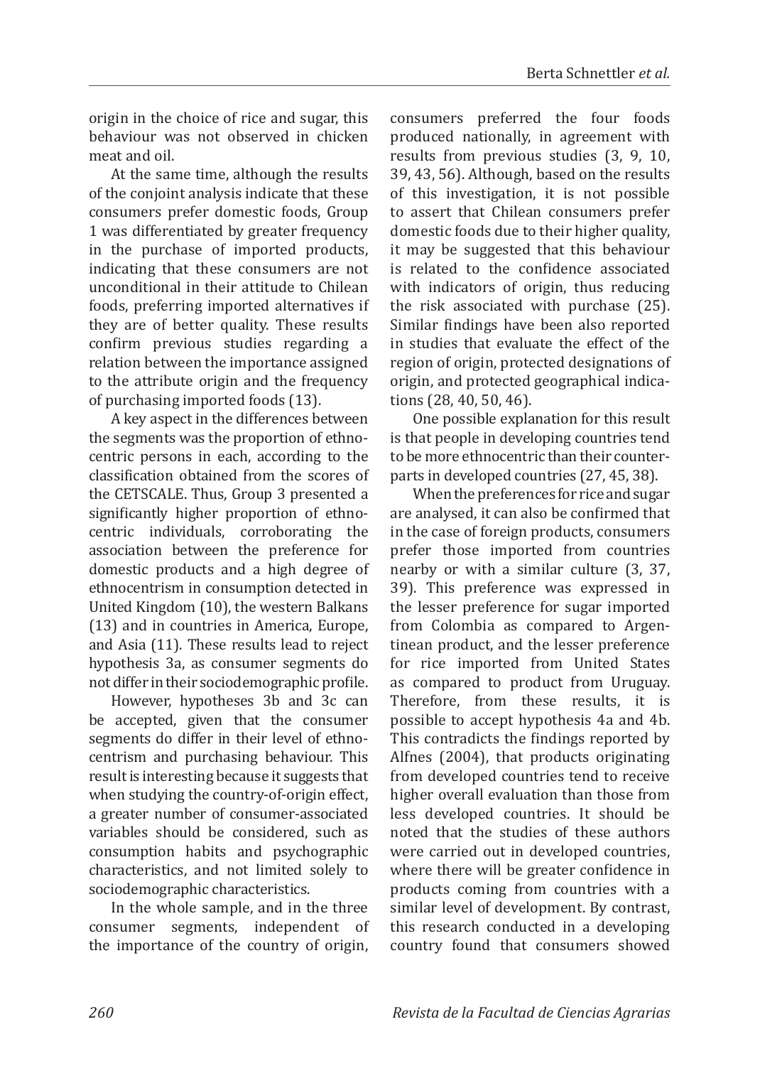origin in the choice of rice and sugar, this behaviour was not observed in chicken meat and oil.

At the same time, although the results of the conjoint analysis indicate that these consumers prefer domestic foods, Group 1 was differentiated by greater frequency in the purchase of imported products, indicating that these consumers are not unconditional in their attitude to Chilean foods, preferring imported alternatives if they are of better quality. These results confirm previous studies regarding a relation between the importance assigned to the attribute origin and the frequency of purchasing imported foods (13).

A key aspect in the differences between the segments was the proportion of ethnocentric persons in each, according to the classification obtained from the scores of the CETSCALE. Thus, Group 3 presented a significantly higher proportion of ethnocentric individuals, corroborating the association between the preference for domestic products and a high degree of ethnocentrism in consumption detected in United Kingdom (10), the western Balkans (13) and in countries in America, Europe, and Asia (11). These results lead to reject hypothesis 3a, as consumer segments do not differ in their sociodemographic profile.

However, hypotheses 3b and 3c can be accepted, given that the consumer segments do differ in their level of ethnocentrism and purchasing behaviour. This result is interesting because it suggests that when studying the country-of-origin effect, a greater number of consumer-associated variables should be considered, such as consumption habits and psychographic characteristics, and not limited solely to sociodemographic characteristics.

In the whole sample, and in the three consumer segments, independent of the importance of the country of origin, consumers preferred the four foods produced nationally, in agreement with results from previous studies (3, 9, 10, 39, 43, 56). Although, based on the results of this investigation, it is not possible to assert that Chilean consumers prefer domestic foods due to their higher quality, it may be suggested that this behaviour is related to the confidence associated with indicators of origin, thus reducing the risk associated with purchase (25). Similar findings have been also reported in studies that evaluate the effect of the region of origin, protected designations of origin, and protected geographical indications (28, 40, 50, 46).

One possible explanation for this result is that people in developing countries tend to be more ethnocentric than their counterparts in developed countries (27, 45, 38).

When the preferences for rice and sugar are analysed, it can also be confirmed that in the case of foreign products, consumers prefer those imported from countries nearby or with a similar culture (3, 37, 39). This preference was expressed in the lesser preference for sugar imported from Colombia as compared to Argentinean product, and the lesser preference for rice imported from United States as compared to product from Uruguay. Therefore, from these results, it is possible to accept hypothesis 4a and 4b. This contradicts the findings reported by Alfnes (2004), that products originating from developed countries tend to receive higher overall evaluation than those from less developed countries. It should be noted that the studies of these authors were carried out in developed countries, where there will be greater confidence in products coming from countries with a similar level of development. By contrast, this research conducted in a developing country found that consumers showed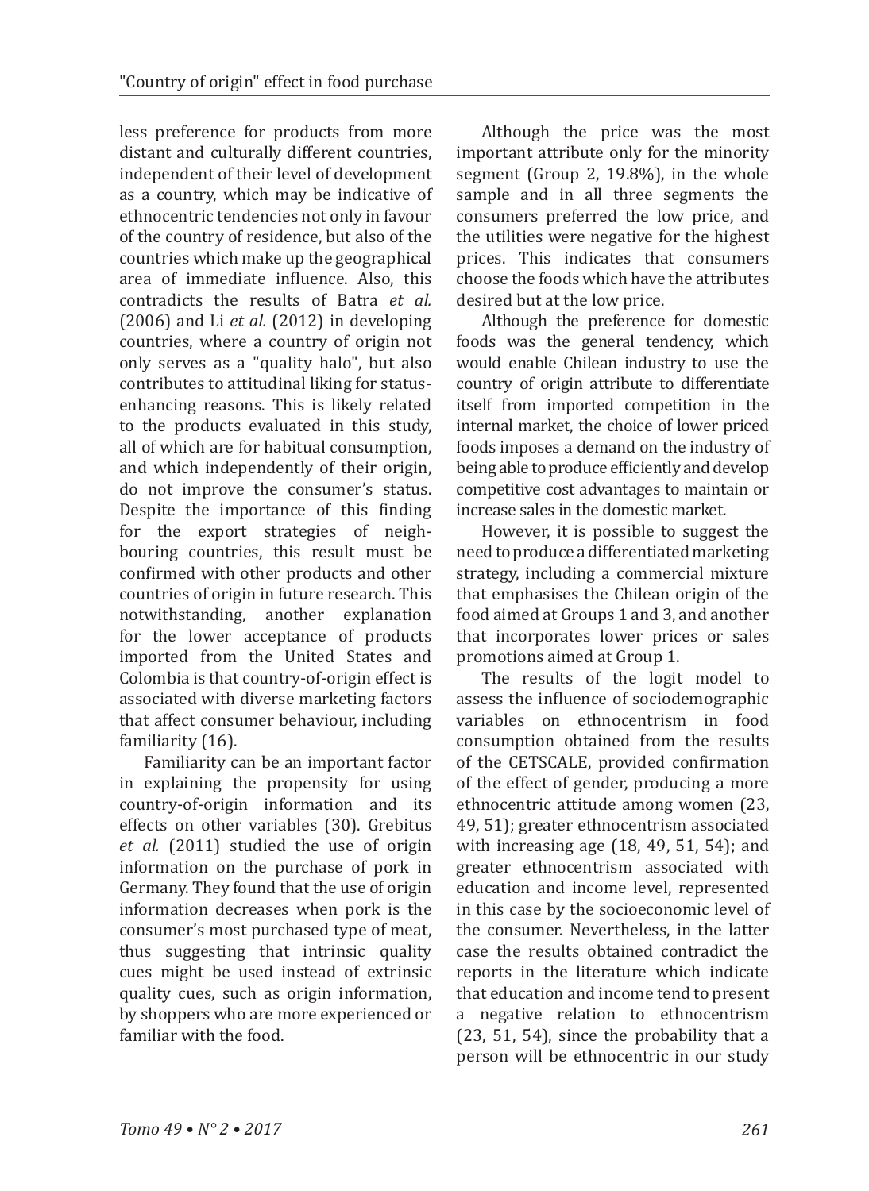less preference for products from more distant and culturally different countries, independent of their level of development as a country, which may be indicative of ethnocentric tendencies not only in favour of the country of residence, but also of the countries which make up the geographical area of immediate influence. Also, this contradicts the results of Batra *et al.* (2006) and Li *et al.* (2012) in developing countries, where a country of origin not only serves as a "quality halo", but also contributes to attitudinal liking for status-enhancing reasons. This is likely related to the products evaluated in this study, all of which are for habitual consumption, and which independently of their origin, do not improve the consumer's status. Despite the importance of this finding for the export strategies of neighbouring countries, this result must be confirmed with other products and other countries of origin in future research. This notwithstanding, another explanation for the lower acceptance of products imported from the United States and Colombia is that country-of-origin effect is associated with diverse marketing factors that affect consumer behaviour, including familiarity (16).

Familiarity can be an important factor in explaining the propensity for using country-of-origin information and its effects on other variables (30). Grebitus *et al.* (2011) studied the use of origin information on the purchase of pork in Germany. They found that the use of origin information decreases when pork is the consumer's most purchased type of meat, thus suggesting that intrinsic quality cues might be used instead of extrinsic quality cues, such as origin information, by shoppers who are more experienced or familiar with the food.

Although the price was the most important attribute only for the minority segment (Group 2, 19.8%), in the whole sample and in all three segments the consumers preferred the low price, and the utilities were negative for the highest prices. This indicates that consumers choose the foods which have the attributes desired but at the low price.

Although the preference for domestic foods was the general tendency, which would enable Chilean industry to use the country of origin attribute to differentiate itself from imported competition in the internal market, the choice of lower priced foods imposes a demand on the industry of being able to produce efficiently and develop competitive cost advantages to maintain or increase sales in the domestic market.

However, it is possible to suggest the need to produce a differentiated marketing strategy, including a commercial mixture that emphasises the Chilean origin of the food aimed at Groups 1 and 3, and another that incorporates lower prices or sales promotions aimed at Group 1.

The results of the logit model to assess the influence of sociodemographic variables on ethnocentrism in food consumption obtained from the results of the CETSCALE, provided confirmation of the effect of gender, producing a more ethnocentric attitude among women (23, 49, 51); greater ethnocentrism associated with increasing age (18, 49, 51, 54); and greater ethnocentrism associated with education and income level, represented in this case by the socioeconomic level of the consumer. Nevertheless, in the latter case the results obtained contradict the reports in the literature which indicate that education and income tend to present a negative relation to ethnocentrism (23, 51, 54), since the probability that a person will be ethnocentric in our study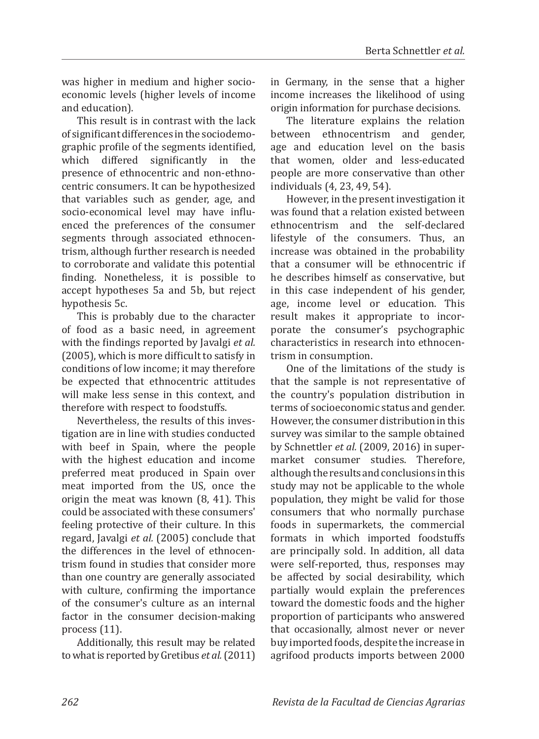was higher in medium and higher socioeconomic levels (higher levels of income and education).

This result is in contrast with the lack of significant differences in the sociodemographic profile of the segments identified, which differed significantly in the presence of ethnocentric and non-ethnocentric consumers. It can be hypothesized that variables such as gender, age, and socio-economical level may have influenced the preferences of the consumer segments through associated ethnocentrism, although further research is needed to corroborate and validate this potential finding. Nonetheless, it is possible to accept hypotheses 5a and 5b, but reject hypothesis 5c.

This is probably due to the character of food as a basic need, in agreement with the findings reported by Javalgi *et al.* (2005), which is more difficult to satisfy in conditions of low income; it may therefore be expected that ethnocentric attitudes will make less sense in this context, and therefore with respect to foodstuffs.

Nevertheless, the results of this investigation are in line with studies conducted with beef in Spain, where the people with the highest education and income preferred meat produced in Spain over meat imported from the US, once the origin the meat was known (8, 41). This could be associated with these consumers' feeling protective of their culture. In this regard, Javalgi *et al.* (2005) conclude that the differences in the level of ethnocentrism found in studies that consider more than one country are generally associated with culture, confirming the importance of the consumer's culture as an internal factor in the consumer decision-making process (11).

Additionally, this result may be related to what is reported by Gretibus *et al.* (2011) in Germany, in the sense that a higher income increases the likelihood of using origin information for purchase decisions.

The literature explains the relation between ethnocentrism and gender, age and education level on the basis that women, older and less-educated people are more conservative than other individuals (4, 23, 49, 54).

However, in the present investigation it was found that a relation existed between ethnocentrism and the self-declared lifestyle of the consumers. Thus, an increase was obtained in the probability that a consumer will be ethnocentric if he describes himself as conservative, but in this case independent of his gender, age, income level or education. This result makes it appropriate to incorporate the consumer's psychographic characteristics in research into ethnocentrism in consumption.

One of the limitations of the study is that the sample is not representative of the country's population distribution in terms of socioeconomic status and gender. However, the consumer distribution in this survey was similar to the sample obtained by Schnettler *et al.* (2009, 2016) in supermarket consumer studies. Therefore, although the results and conclusions in this study may not be applicable to the whole population, they might be valid for those consumers that who normally purchase foods in supermarkets, the commercial formats in which imported foodstuffs are principally sold. In addition, all data were self-reported, thus, responses may be affected by social desirability, which partially would explain the preferences toward the domestic foods and the higher proportion of participants who answered that occasionally, almost never or never buy imported foods, despite the increase in agrifood products imports between 2000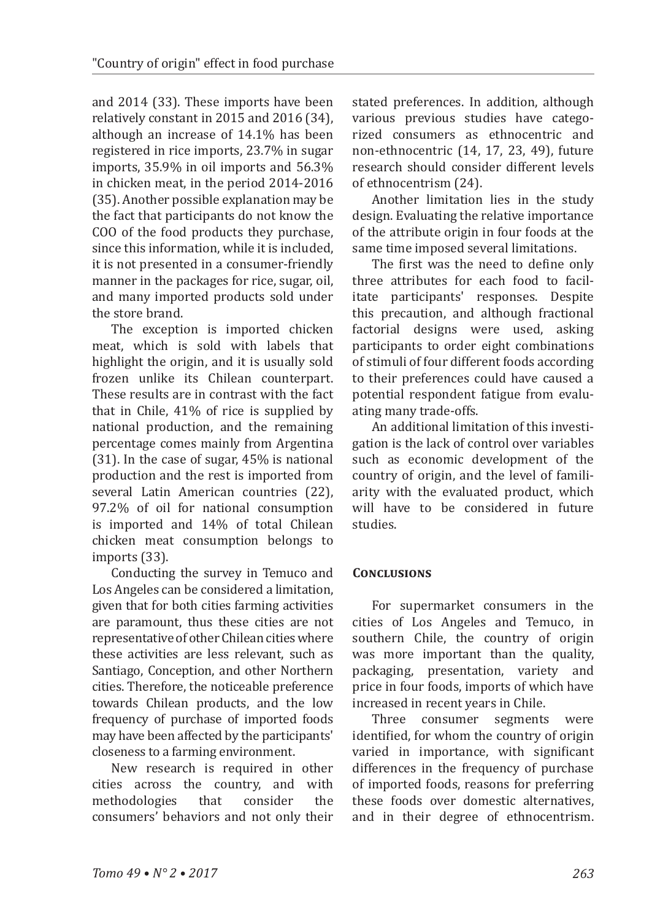and 2014 (33). These imports have been relatively constant in 2015 and 2016 (34), although an increase of 14.1% has been registered in rice imports, 23.7% in sugar imports, 35.9% in oil imports and 56.3% in chicken meat, in the period 2014-2016 (35). Another possible explanation may be the fact that participants do not know the COO of the food products they purchase, since this information, while it is included, it is not presented in a consumer-friendly manner in the packages for rice, sugar, oil, and many imported products sold under the store brand.

The exception is imported chicken meat, which is sold with labels that highlight the origin, and it is usually sold frozen unlike its Chilean counterpart. These results are in contrast with the fact that in Chile, 41% of rice is supplied by national production, and the remaining percentage comes mainly from Argentina (31). In the case of sugar, 45% is national production and the rest is imported from several Latin American countries (22), 97.2% of oil for national consumption is imported and 14% of total Chilean chicken meat consumption belongs to imports (33).

Conducting the survey in Temuco and Los Angeles can be considered a limitation, given that for both cities farming activities are paramount, thus these cities are not representative of other Chilean cities where these activities are less relevant, such as Santiago, Conception, and other Northern cities. Therefore, the noticeable preference towards Chilean products, and the low frequency of purchase of imported foods may have been affected by the participants' closeness to a farming environment.

New research is required in other cities across the country, and with methodologies that consider the consumers' behaviors and not only their stated preferences. In addition, although various previous studies have categorized consumers as ethnocentric and non-ethnocentric (14, 17, 23, 49), future research should consider different levels of ethnocentrism (24).

Another limitation lies in the study design. Evaluating the relative importance of the attribute origin in four foods at the same time imposed several limitations.

The first was the need to define only three attributes for each food to facilitate participants' responses. Despite this precaution, and although fractional factorial designs were used, asking participants to order eight combinations of stimuli of four different foods according to their preferences could have caused a potential respondent fatigue from evaluating many trade-offs.

An additional limitation of this investigation is the lack of control over variables such as economic development of the country of origin, and the level of familiarity with the evaluated product, which will have to be considered in future studies.

## Conclusions

For supermarket consumers in the cities of Los Angeles and Temuco, in southern Chile, the country of origin was more important than the quality, packaging, presentation, variety and price in four foods, imports of which have increased in recent years in Chile.

Three consumer segments were identified, for whom the country of origin varied in importance, with significant differences in the frequency of purchase of imported foods, reasons for preferring these foods over domestic alternatives, and in their degree of ethnocentrism.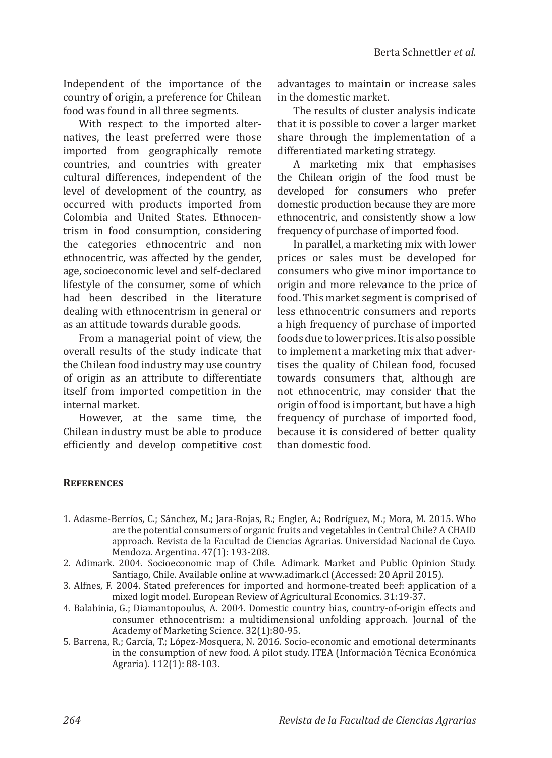Independent of the importance of the country of origin, a preference for Chilean food was found in all three segments.

With respect to the imported alternatives, the least preferred were those imported from geographically remote countries, and countries with greater cultural differences, independent of the level of development of the country, as occurred with products imported from Colombia and United States. Ethnocentrism in food consumption, considering the categories ethnocentric and non ethnocentric, was affected by the gender, age, socioeconomic level and self-declared lifestyle of the consumer, some of which had been described in the literature dealing with ethnocentrism in general or as an attitude towards durable goods.

From a managerial point of view, the overall results of the study indicate that the Chilean food industry may use country of origin as an attribute to differentiate itself from imported competition in the internal market.

However, at the same time, the Chilean industry must be able to produce efficiently and develop competitive cost advantages to maintain or increase sales in the domestic market.

The results of cluster analysis indicate that it is possible to cover a larger market share through the implementation of a differentiated marketing strategy.

A marketing mix that emphasises the Chilean origin of the food must be developed for consumers who prefer domestic production because they are more ethnocentric, and consistently show a low frequency of purchase of imported food.

In parallel, a marketing mix with lower prices or sales must be developed for consumers who give minor importance to origin and more relevance to the price of food. This market segment is comprised of less ethnocentric consumers and reports a high frequency of purchase of imported foods due to lower prices. It is also possible to implement a marketing mix that advertises the quality of Chilean food, focused towards consumers that, although are not ethnocentric, may consider that the origin of food is important, but have a high frequency of purchase of imported food, because it is considered of better quality than domestic food.

## References

1. Adasme-Berríos, C.; Sánchez, M.; Jara-Rojas, R.; Engler, A.; Rodríguez, M.; Mora, M. 2015. Who are the potential consumers of organic fruits and vegetables in Central Chile? A CHAID approach. Revista de la Facultad de Ciencias Agrarias. Universidad Nacional de Cuyo. Mendoza. Argentina. 47(1): 193-208.
2. Adimark. 2004. Socioeconomic map of Chile. Adimark. Market and Public Opinion Study. Santiago, Chile. Available online at www.adimark.cl (Accessed: 20 April 2015).
3. Alfnes, F. 2004. Stated preferences for imported and hormone-treated beef: application of a mixed logit model. European Review of Agricultural Economics. 31:19-37.
4. Balabinia, G.; Diamantopoulus, A. 2004. Domestic country bias, country-of-origin effects and consumer ethnocentrism: a multidimensional unfolding approach. Journal of the Academy of Marketing Science. 32(1):80-95.
5. Barrena, R.; García, T.; López-Mosquera, N. 2016. Socio-economic and emotional determinants in the consumption of new food. A pilot study. ITEA (Información Técnica Económica Agraria). 112(1): 88-103.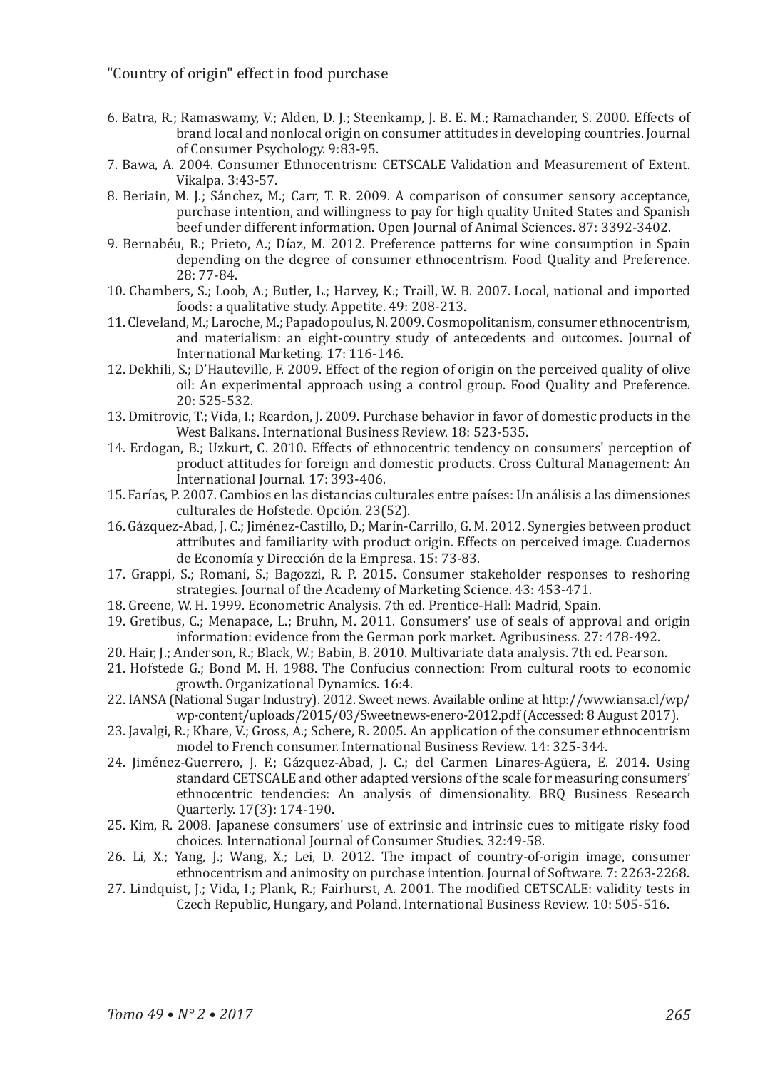6. Batra, R.; Ramaswamy, V.; Alden, D. J.; Steenkamp, J. B. E. M.; Ramachander, S. 2000. Effects of brand local and nonlocal origin on consumer attitudes in developing countries. Journal of Consumer Psychology. 9:83-95.
7. Bawa, A. 2004. Consumer Ethnocentrism: CETSCALE Validation and Measurement of Extent. Vikalpa. 3:43-57.
8. Beriain, M. J.; Sánchez, M.; Carr, T. R. 2009. A comparison of consumer sensory acceptance, purchase intention, and willingness to pay for high quality United States and Spanish beef under different information. Open Journal of Animal Sciences. 87: 3392-3402.
9. Bernabéu, R.; Prieto, A.; Díaz, M. 2012. Preference patterns for wine consumption in Spain depending on the degree of consumer ethnocentrism. Food Quality and Preference. 28: 77-84.
10. Chambers, S.; Loob, A.; Butler, L.; Harvey, K.; Traill, W. B. 2007. Local, national and imported foods: a qualitative study. Appetite. 49: 208-213.
11. Cleveland, M.; Laroche, M.; Papadopoulus, N. 2009. Cosmopolitanism, consumer ethnocentrism, and materialism: an eight-country study of antecedents and outcomes. Journal of International Marketing. 17: 116-146.
12. Dekhili, S.; D'Hauteville, F. 2009. Effect of the region of origin on the perceived quality of olive oil: An experimental approach using a control group. Food Quality and Preference. 20: 525-532.
13. Dmitrovic, T.; Vida, I.; Reardon, J. 2009. Purchase behavior in favor of domestic products in the West Balkans. International Business Review. 18: 523-535.
14. Erdogan, B.; Uzkurt, C. 2010. Effects of ethnocentric tendency on consumers' perception of product attitudes for foreign and domestic products. Cross Cultural Management: An International Journal. 17: 393-406.
15. Farías, P. 2007. Cambios en las distancias culturales entre países: Un análisis a las dimensiones culturales de Hofstede. Opción. 23(52).
16. Gázquez-Abad, J. C.; Jiménez-Castillo, D.; Marín-Carrillo, G. M. 2012. Synergies between product attributes and familiarity with product origin. Effects on perceived image. Cuadernos de Economía y Dirección de la Empresa. 15: 73-83.
17. Grappi, S.; Romani, S.; Bagozzi, R. P. 2015. Consumer stakeholder responses to reshoring strategies. Journal of the Academy of Marketing Science. 43: 453-471.
18. Greene, W. H. 1999. Econometric Analysis. 7th ed. Prentice-Hall: Madrid, Spain.
19. Gretibus, C.; Menapace, L.; Bruhn, M. 2011. Consumers' use of seals of approval and origin information: evidence from the German pork market. Agribusiness. 27: 478-492.
20. Hair, J.; Anderson, R.; Black, W.; Babin, B. 2010. Multivariate data analysis. 7th ed. Pearson.
21. Hofstede G.; Bond M. H. 1988. The Confucius connection: From cultural roots to economic growth. Organizational Dynamics. 16:4.
22. IANSA (National Sugar Industry). 2012. Sweet news. Available online at http://www.iansa.cl/wp/wp-content/uploads/2015/03/Sweetnews-enero-2012.pdf (Accessed: 8 August 2017).
23. Javalgi, R.; Khare, V.; Gross, A.; Schere, R. 2005. An application of the consumer ethnocentrism model to French consumer. International Business Review. 14: 325-344.
24. Jiménez-Guerrero, J. F.; Gázquez-Abad, J. C.; del Carmen Linares-Agüera, E. 2014. Using standard CETSCALE and other adapted versions of the scale for measuring consumers' ethnocentric tendencies: An analysis of dimensionality. BRQ Business Research Quarterly. 17(3): 174-190.
25. Kim, R. 2008. Japanese consumers' use of extrinsic and intrinsic cues to mitigate risky food choices. International Journal of Consumer Studies. 32:49-58.
26. Li, X.; Yang, J.; Wang, X.; Lei, D. 2012. The impact of country-of-origin image, consumer ethnocentrism and animosity on purchase intention. Journal of Software. 7: 2263-2268.
27. Lindquist, J.; Vida, I.; Plank, R.; Fairhurst, A. 2001. The modified CETSCALE: validity tests in Czech Republic, Hungary, and Poland. International Business Review. 10: 505-516.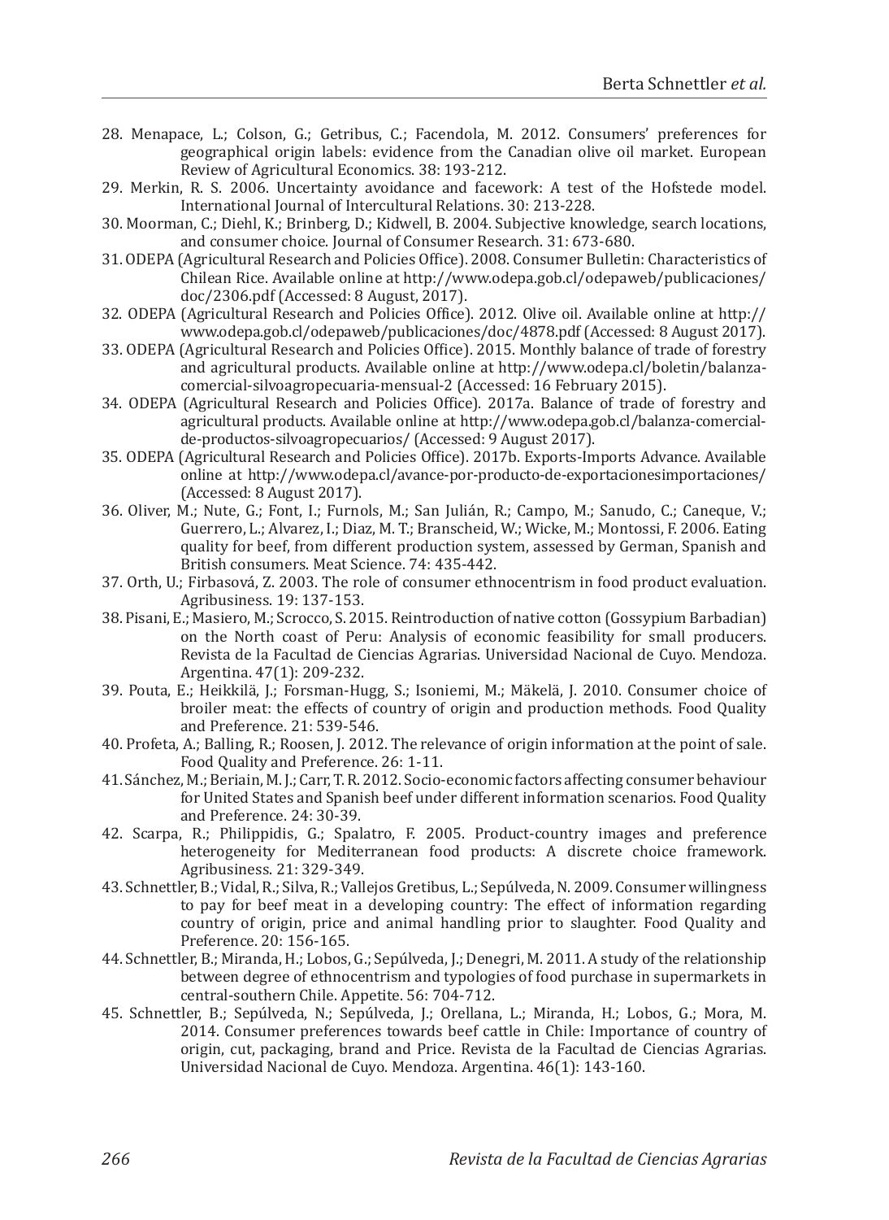28. Menapace, L.; Colson, G.; Getribus, C.; Facendola, M. 2012. Consumers' preferences for geographical origin labels: evidence from the Canadian olive oil market. European Review of Agricultural Economics. 38: 193-212.
29. Merkin, R. S. 2006. Uncertainty avoidance and facework: A test of the Hofstede model. International Journal of Intercultural Relations. 30: 213-228.
30. Moorman, C.; Diehl, K.; Brinberg, D.; Kidwell, B. 2004. Subjective knowledge, search locations, and consumer choice. Journal of Consumer Research. 31: 673-680.
31. ODEPA (Agricultural Research and Policies Office). 2008. Consumer Bulletin: Characteristics of Chilean Rice. Available online at http://www.odepa.gob.cl/odepaweb/publicaciones/doc/2306.pdf (Accessed: 8 August, 2017).
32. ODEPA (Agricultural Research and Policies Office). 2012. Olive oil. Available online at http://www.odepa.gob.cl/odepaweb/publicaciones/doc/4878.pdf (Accessed: 8 August 2017).
33. ODEPA (Agricultural Research and Policies Office). 2015. Monthly balance of trade of forestry and agricultural products. Available online at http://www.odepa.cl/boletin/balanza-comercial-silvoagropecuaria-mensual-2 (Accessed: 16 February 2015).
34. ODEPA (Agricultural Research and Policies Office). 2017a. Balance of trade of forestry and agricultural products. Available online at http://www.odepa.gob.cl/balanza-comercial-de-productos-silvoagropecuarios/ (Accessed: 9 August 2017).
35. ODEPA (Agricultural Research and Policies Office). 2017b. Exports-Imports Advance. Available online at http://www.odepa.cl/avance-por-producto-de-exportacionesimportaciones/ (Accessed: 8 August 2017).
36. Oliver, M.; Nute, G.; Font, I.; Furnols, M.; San Julián, R.; Campo, M.; Sanudo, C.; Caneque, V.; Guerrero, L.; Alvarez, I.; Diaz, M. T.; Branscheid, W.; Wicke, M.; Montossi, F. 2006. Eating quality for beef, from different production system, assessed by German, Spanish and British consumers. Meat Science. 74: 435-442.
37. Orth, U.; Firbasová, Z. 2003. The role of consumer ethnocentrism in food product evaluation. Agribusiness. 19: 137-153.
38. Pisani, E.; Masiero, M.; Scrocco, S. 2015. Reintroduction of native cotton (Gossypium Barbadian) on the North coast of Peru: Analysis of economic feasibility for small producers. Revista de la Facultad de Ciencias Agrarias. Universidad Nacional de Cuyo. Mendoza. Argentina. 47(1): 209-232.
39. Pouta, E.; Heikkilä, J.; Forsman-Hugg, S.; Isoniemi, M.; Mäkelä, J. 2010. Consumer choice of broiler meat: the effects of country of origin and production methods. Food Quality and Preference. 21: 539-546.
40. Profeta, A.; Balling, R.; Roosen, J. 2012. The relevance of origin information at the point of sale. Food Quality and Preference. 26: 1-11.
41. Sánchez, M.; Beriain, M. J.; Carr, T. R. 2012. Socio-economic factors affecting consumer behaviour for United States and Spanish beef under different information scenarios. Food Quality and Preference. 24: 30-39.
42. Scarpa, R.; Philippidis, G.; Spalatro, F. 2005. Product-country images and preference heterogeneity for Mediterranean food products: A discrete choice framework. Agribusiness. 21: 329-349.
43. Schnettler, B.; Vidal, R.; Silva, R.; Vallejos Gretibus, L.; Sepúlveda, N. 2009. Consumer willingness to pay for beef meat in a developing country: The effect of information regarding country of origin, price and animal handling prior to slaughter. Food Quality and Preference. 20: 156-165.
44. Schnettler, B.; Miranda, H.; Lobos, G.; Sepúlveda, J.; Denegri, M. 2011. A study of the relationship between degree of ethnocentrism and typologies of food purchase in supermarkets in central-southern Chile. Appetite. 56: 704-712.
45. Schnettler, B.; Sepúlveda, N.; Sepúlveda, J.; Orellana, L.; Miranda, H.; Lobos, G.; Mora, M. 2014. Consumer preferences towards beef cattle in Chile: Importance of country of origin, cut, packaging, brand and Price. Revista de la Facultad de Ciencias Agrarias. Universidad Nacional de Cuyo. Mendoza. Argentina. 46(1): 143-160.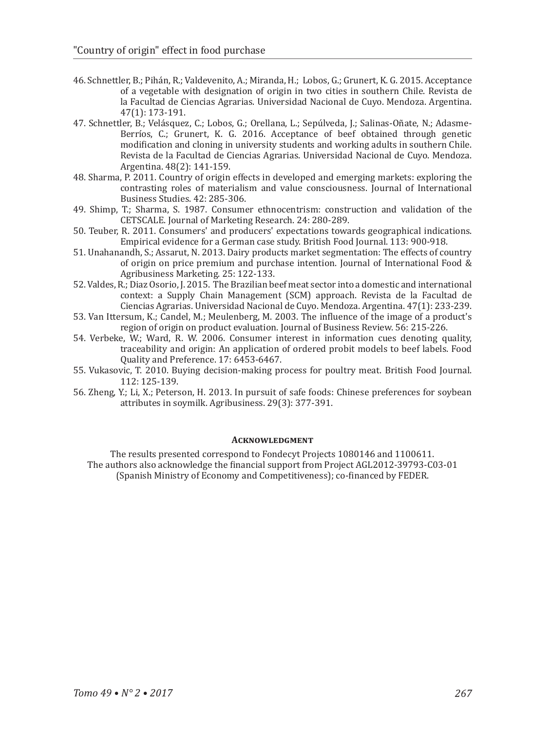46. Schnettler, B.; Pihán, R.; Valdevenito, A.; Miranda, H.; Lobos, G.; Grunert, K. G. 2015. Acceptance of a vegetable with designation of origin in two cities in southern Chile. Revista de la Facultad de Ciencias Agrarias. Universidad Nacional de Cuyo. Mendoza. Argentina. 47(1): 173-191.
47. Schnettler, B.; Velásquez, C.; Lobos, G.; Orellana, L.; Sepúlveda, J.; Salinas-Oñate, N.; Adasme-Berríos, C.; Grunert, K. G. 2016. Acceptance of beef obtained through genetic modification and cloning in university students and working adults in southern Chile. Revista de la Facultad de Ciencias Agrarias. Universidad Nacional de Cuyo. Mendoza. Argentina. 48(2): 141-159.
48. Sharma, P. 2011. Country of origin effects in developed and emerging markets: exploring the contrasting roles of materialism and value consciousness. Journal of International Business Studies. 42: 285-306.
49. Shimp, T.; Sharma, S. 1987. Consumer ethnocentrism: construction and validation of the CETSCALE. Journal of Marketing Research. 24: 280-289.
50. Teuber, R. 2011. Consumers' and producers' expectations towards geographical indications. Empirical evidence for a German case study. British Food Journal. 113: 900-918.
51. Unahanandh, S.; Assarut, N. 2013. Dairy products market segmentation: The effects of country of origin on price premium and purchase intention. Journal of International Food & Agribusiness Marketing. 25: 122-133.
52. Valdes, R.; Diaz Osorio, J. 2015. The Brazilian beef meat sector into a domestic and international context: a Supply Chain Management (SCM) approach. Revista de la Facultad de Ciencias Agrarias. Universidad Nacional de Cuyo. Mendoza. Argentina. 47(1): 233-239.
53. Van Ittersum, K.; Candel, M.; Meulenberg, M. 2003. The influence of the image of a product's region of origin on product evaluation. Journal of Business Review. 56: 215-226.
54. Verbeke, W.; Ward, R. W. 2006. Consumer interest in information cues denoting quality, traceability and origin: An application of ordered probit models to beef labels. Food Quality and Preference. 17: 6453-6467.
55. Vukasovic, T. 2010. Buying decision-making process for poultry meat. British Food Journal. 112: 125-139.
56. Zheng, Y.; Li, X.; Peterson, H. 2013. In pursuit of safe foods: Chinese preferences for soybean attributes in soymilk. Agribusiness. 29(3): 377-391.

## Acknowledgment

The results presented correspond to Fondecyt Projects 1080146 and 1100611.
The authors also acknowledge the financial support from Project AGL2012-39793-C03-01 (Spanish Ministry of Economy and Competitiveness); co-financed by FEDER.